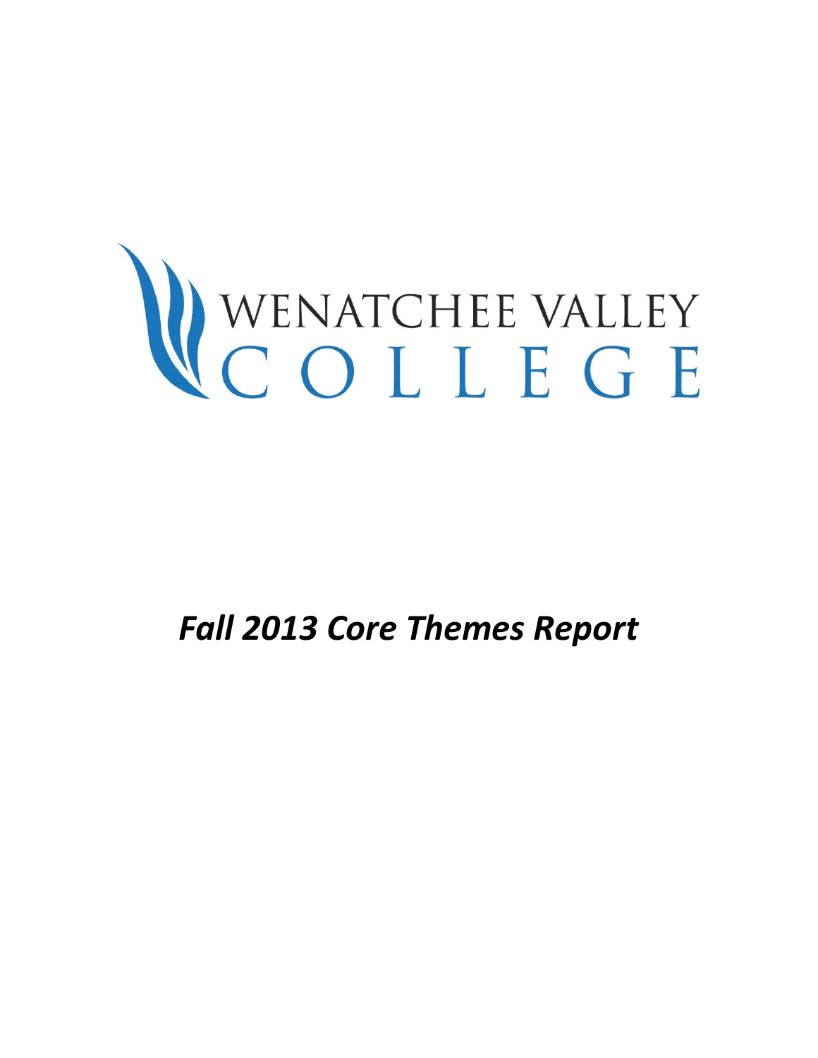# WENATCHEE VALLEY COLLEGE

***Fall 2013 Core Themes Report***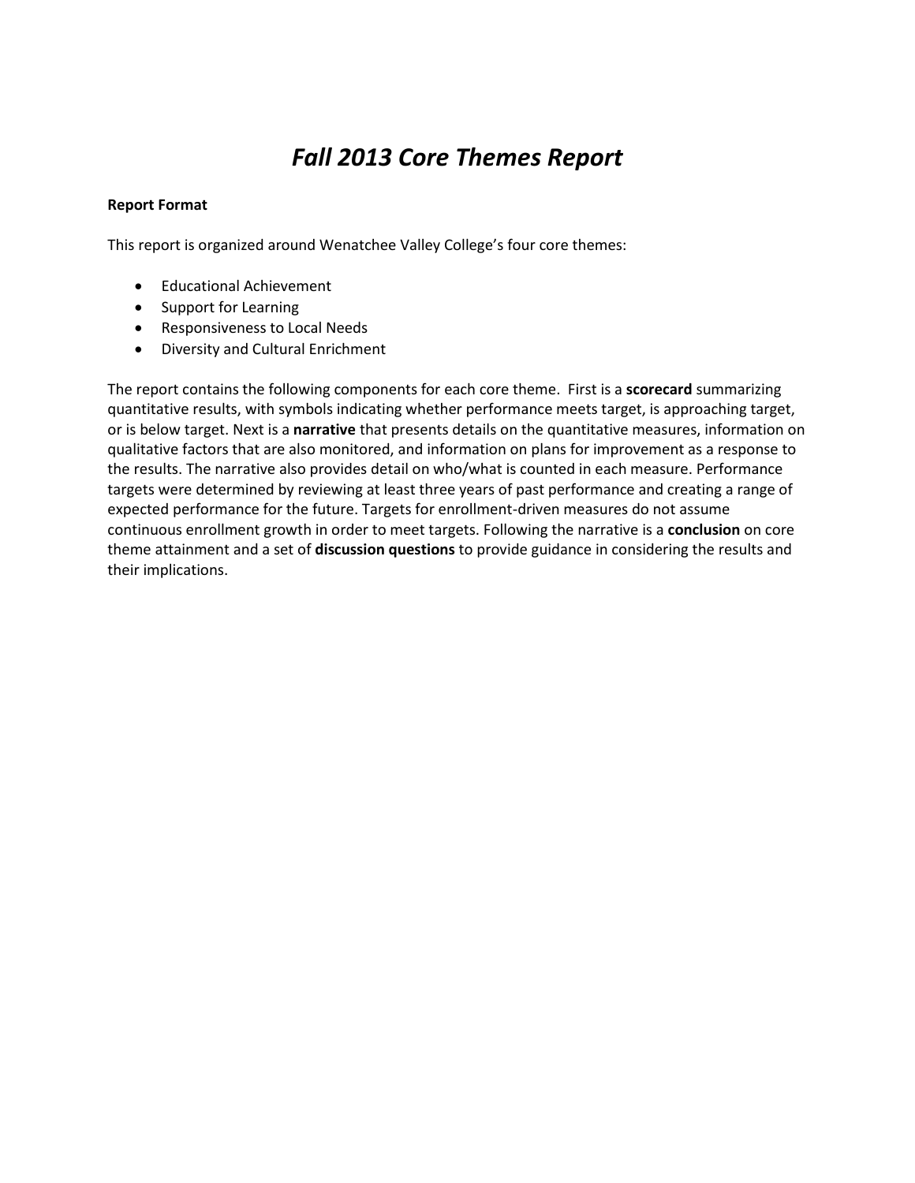# *Fall 2013 Core Themes Report*

**Report Format**

This report is organized around Wenatchee Valley College's four core themes:

- Educational Achievement
- Support for Learning
- Responsiveness to Local Needs
- Diversity and Cultural Enrichment

The report contains the following components for each core theme. First is a **scorecard** summarizing quantitative results, with symbols indicating whether performance meets target, is approaching target, or is below target. Next is a **narrative** that presents details on the quantitative measures, information on qualitative factors that are also monitored, and information on plans for improvement as a response to the results. The narrative also provides detail on who/what is counted in each measure. Performance targets were determined by reviewing at least three years of past performance and creating a range of expected performance for the future. Targets for enrollment-driven measures do not assume continuous enrollment growth in order to meet targets. Following the narrative is a **conclusion** on core theme attainment and a set of **discussion questions** to provide guidance in considering the results and their implications.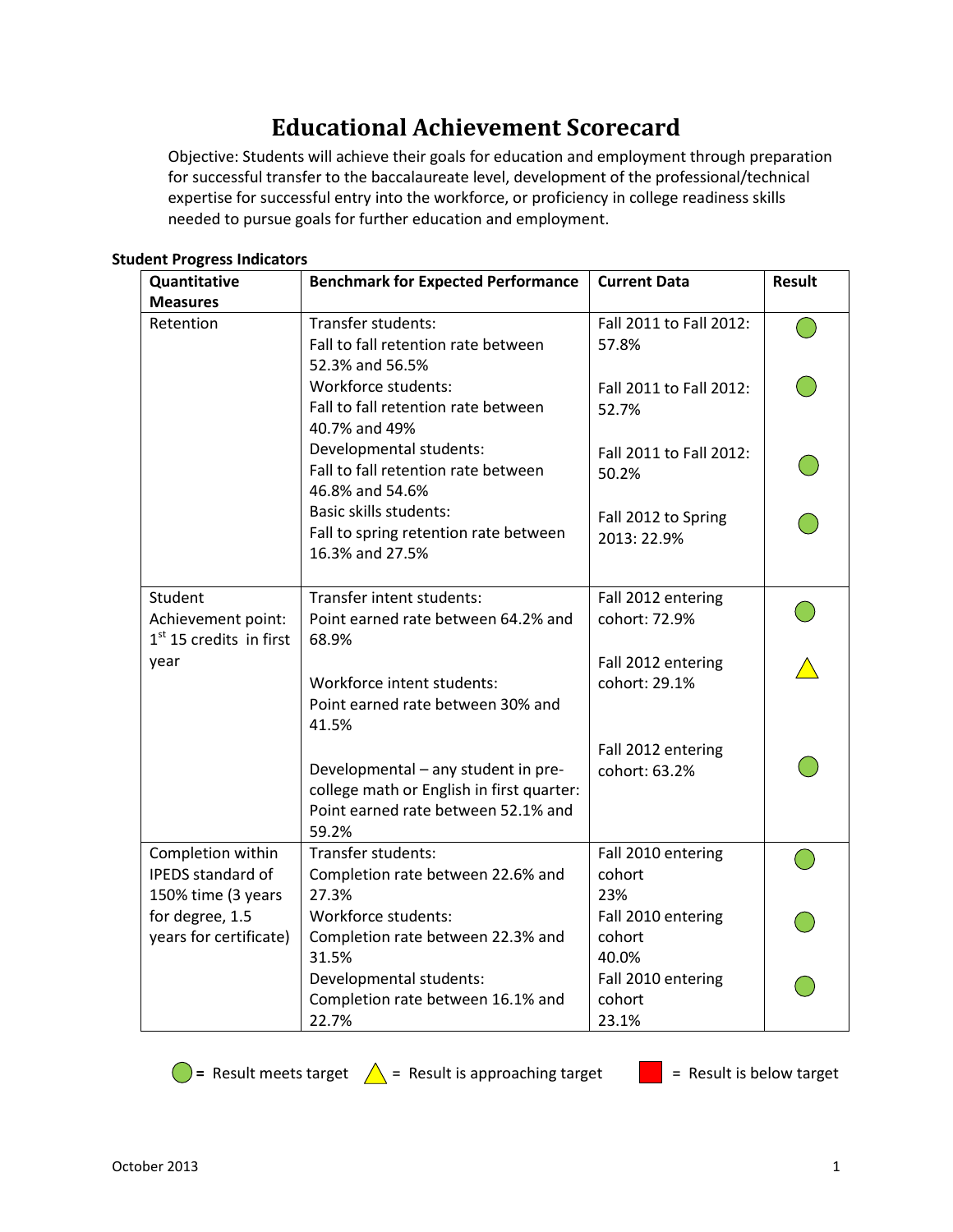# Educational Achievement Scorecard

Objective: Students will achieve their goals for education and employment through preparation for successful transfer to the baccalaureate level, development of the professional/technical expertise for successful entry into the workforce, or proficiency in college readiness skills needed to pursue goals for further education and employment.

**Student Progress Indicators**

| Quantitative Measures | Benchmark for Expected Performance | Current Data | Result |
|---|---|---|---|
| Retention | Transfer students: Fall to fall retention rate between 52.3% and 56.5% | Fall 2011 to Fall 2012: 57.8% | Green circle (Result meets target) |
| | Workforce students: Fall to fall retention rate between 40.7% and 49% | Fall 2011 to Fall 2012: 52.7% | Green circle (Result meets target) |
| | Developmental students: Fall to fall retention rate between 46.8% and 54.6% | Fall 2011 to Fall 2012: 50.2% | Green circle (Result meets target) |
| | Basic skills students: Fall to spring retention rate between 16.3% and 27.5% | Fall 2012 to Spring 2013: 22.9% | Green circle (Result meets target) |
| Student Achievement point: 1st 15 credits in first year | Transfer intent students: Point earned rate between 64.2% and 68.9% | Fall 2012 entering cohort: 72.9% | Green circle (Result meets target) |
| | Workforce intent students: Point earned rate between 30% and 41.5% | Fall 2012 entering cohort: 29.1% | Yellow triangle (Result is approaching target) |
| | Developmental – any student in pre-college math or English in first quarter: Point earned rate between 52.1% and 59.2% | Fall 2012 entering cohort: 63.2% | Green circle (Result meets target) |
| Completion within IPEDS standard of 150% time (3 years for degree, 1.5 years for certificate) | Transfer students: Completion rate between 22.6% and 27.3% | Fall 2010 entering cohort 23% | Green circle (Result meets target) |
| | Workforce students: Completion rate between 22.3% and 31.5% | Fall 2010 entering cohort 40.0% | Green circle (Result meets target) |
| | Developmental students: Completion rate between 16.1% and 22.7% | Fall 2010 entering cohort 23.1% | Green circle (Result meets target) |

Green circle = Result meets target; Yellow triangle = Result is approaching target; Red square = Result is below target

October 2013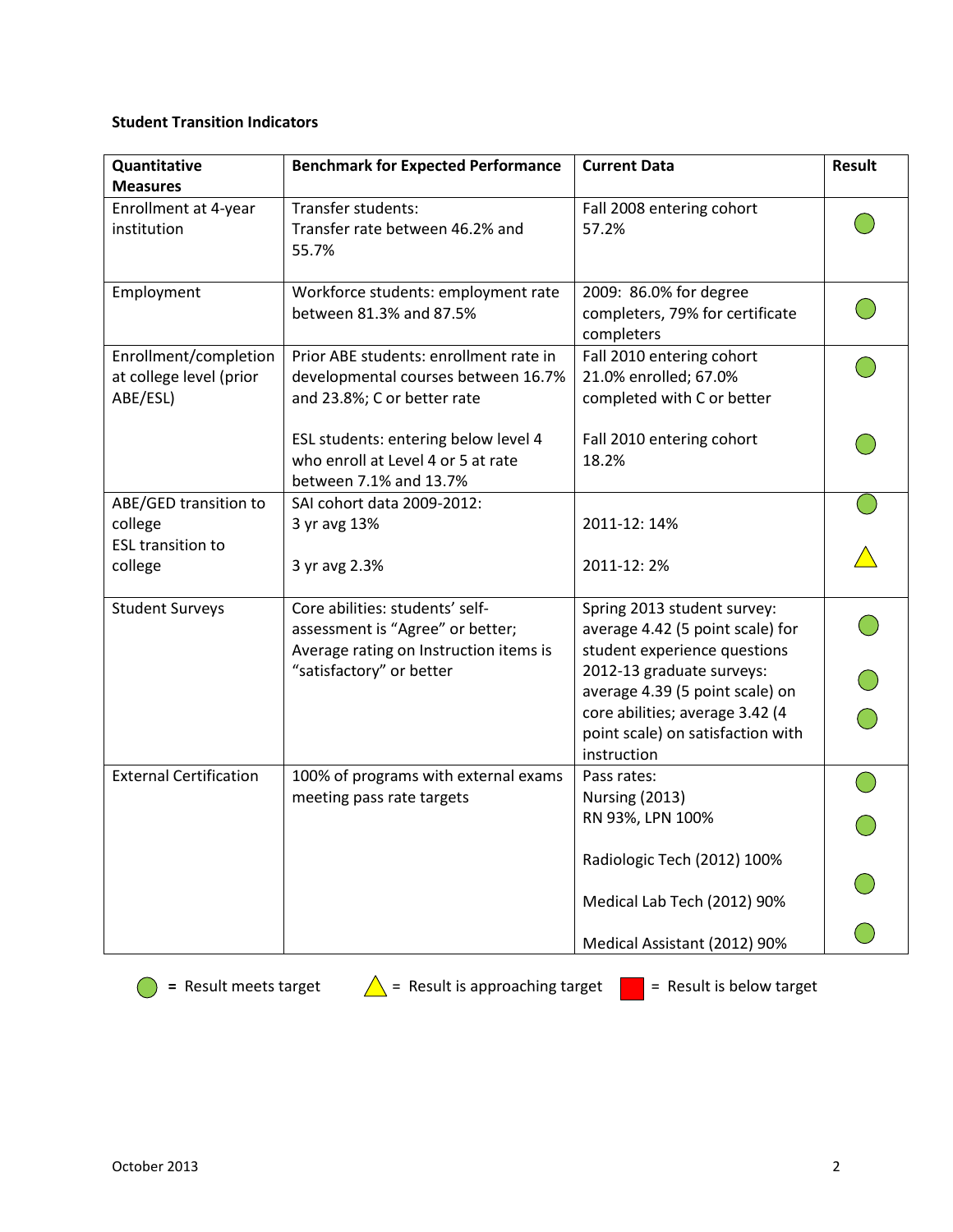**Student Transition Indicators**

| Quantitative Measures | Benchmark for Expected Performance | Current Data | Result |
|---|---|---|---|
| Enrollment at 4-year institution | Transfer students: Transfer rate between 46.2% and 55.7% | Fall 2008 entering cohort 57.2% | ● (meets target) |
| Employment | Workforce students: employment rate between 81.3% and 87.5% | 2009: 86.0% for degree completers, 79% for certificate completers | ● (meets target) |
| Enrollment/completion at college level (prior ABE/ESL) | Prior ABE students: enrollment rate in developmental courses between 16.7% and 23.8%; C or better rate | Fall 2010 entering cohort 21.0% enrolled; 67.0% completed with C or better | ● (meets target) |
| | ESL students: entering below level 4 who enroll at Level 4 or 5 at rate between 7.1% and 13.7% | Fall 2010 entering cohort 18.2% | ● (meets target) |
| ABE/GED transition to college | SAI cohort data 2009-2012: 3 yr avg 13% | 2011-12: 14% | ● (meets target) |
| ESL transition to college | 3 yr avg 2.3% | 2011-12: 2% | ▲ (approaching target) |
| Student Surveys | Core abilities: students' self-assessment is "Agree" or better; Average rating on Instruction items is "satisfactory" or better | Spring 2013 student survey: average 4.42 (5 point scale) for student experience questions | ● (meets target) |
| | | 2012-13 graduate surveys: average 4.39 (5 point scale) on core abilities; | ● (meets target) |
| | | average 3.42 (4 point scale) on satisfaction with instruction | ● (meets target) |
| External Certification | 100% of programs with external exams meeting pass rate targets | Pass rates: Nursing (2013) RN 93%, LPN 100% | ● (meets target) |
| | | Radiologic Tech (2012) 100% | ● (meets target) |
| | | Medical Lab Tech (2012) 90% | ● (meets target) |
| | | Medical Assistant (2012) 90% | ● (meets target) |

● = Result meets target ▲ = Result is approaching target ■ = Result is below target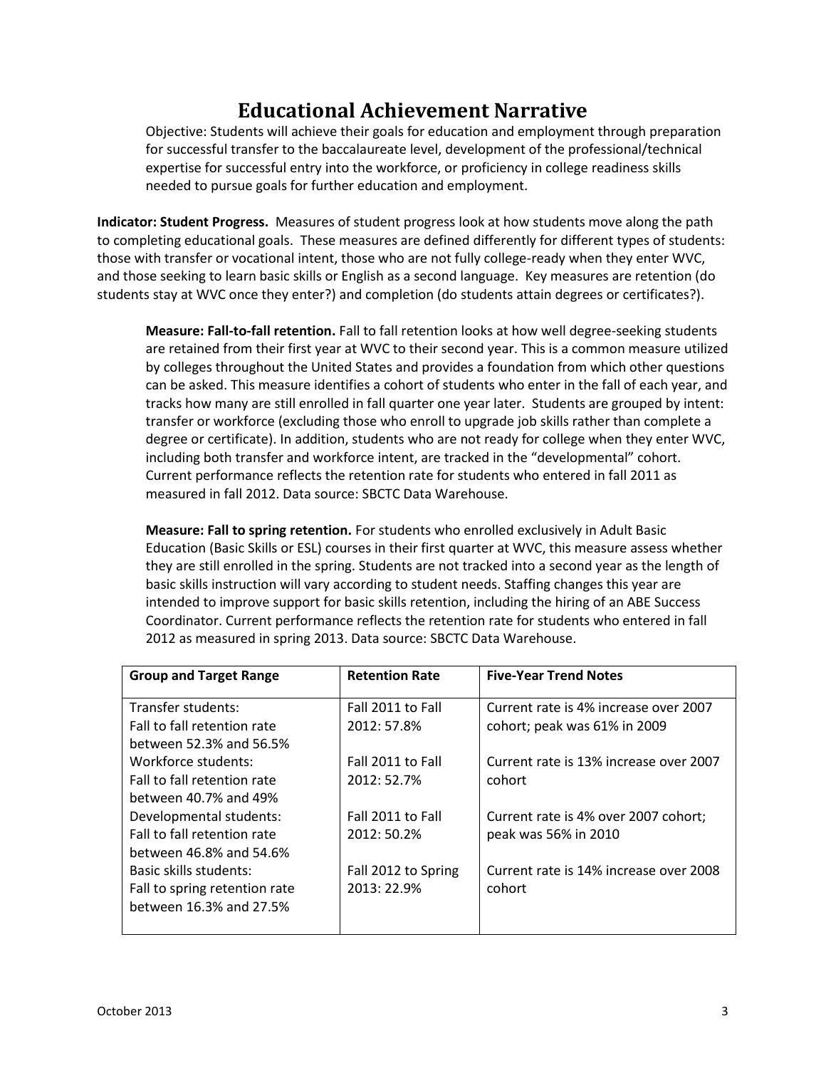# Educational Achievement Narrative

Objective: Students will achieve their goals for education and employment through preparation for successful transfer to the baccalaureate level, development of the professional/technical expertise for successful entry into the workforce, or proficiency in college readiness skills needed to pursue goals for further education and employment.

**Indicator: Student Progress.** Measures of student progress look at how students move along the path to completing educational goals. These measures are defined differently for different types of students: those with transfer or vocational intent, those who are not fully college-ready when they enter WVC, and those seeking to learn basic skills or English as a second language. Key measures are retention (do students stay at WVC once they enter?) and completion (do students attain degrees or certificates?).

**Measure: Fall-to-fall retention.** Fall to fall retention looks at how well degree-seeking students are retained from their first year at WVC to their second year. This is a common measure utilized by colleges throughout the United States and provides a foundation from which other questions can be asked. This measure identifies a cohort of students who enter in the fall of each year, and tracks how many are still enrolled in fall quarter one year later. Students are grouped by intent: transfer or workforce (excluding those who enroll to upgrade job skills rather than complete a degree or certificate). In addition, students who are not ready for college when they enter WVC, including both transfer and workforce intent, are tracked in the "developmental" cohort. Current performance reflects the retention rate for students who entered in fall 2011 as measured in fall 2012. Data source: SBCTC Data Warehouse.

**Measure: Fall to spring retention.** For students who enrolled exclusively in Adult Basic Education (Basic Skills or ESL) courses in their first quarter at WVC, this measure assess whether they are still enrolled in the spring. Students are not tracked into a second year as the length of basic skills instruction will vary according to student needs. Staffing changes this year are intended to improve support for basic skills retention, including the hiring of an ABE Success Coordinator. Current performance reflects the retention rate for students who entered in fall 2012 as measured in spring 2013. Data source: SBCTC Data Warehouse.

| Group and Target Range | Retention Rate | Five-Year Trend Notes |
|---|---|---|
| Transfer students: Fall to fall retention rate between 52.3% and 56.5% | Fall 2011 to Fall 2012: 57.8% | Current rate is 4% increase over 2007 cohort; peak was 61% in 2009 |
| Workforce students: Fall to fall retention rate between 40.7% and 49% | Fall 2011 to Fall 2012: 52.7% | Current rate is 13% increase over 2007 cohort |
| Developmental students: Fall to fall retention rate between 46.8% and 54.6% | Fall 2011 to Fall 2012: 50.2% | Current rate is 4% over 2007 cohort; peak was 56% in 2010 |
| Basic skills students: Fall to spring retention rate between 16.3% and 27.5% | Fall 2012 to Spring 2013: 22.9% | Current rate is 14% increase over 2008 cohort |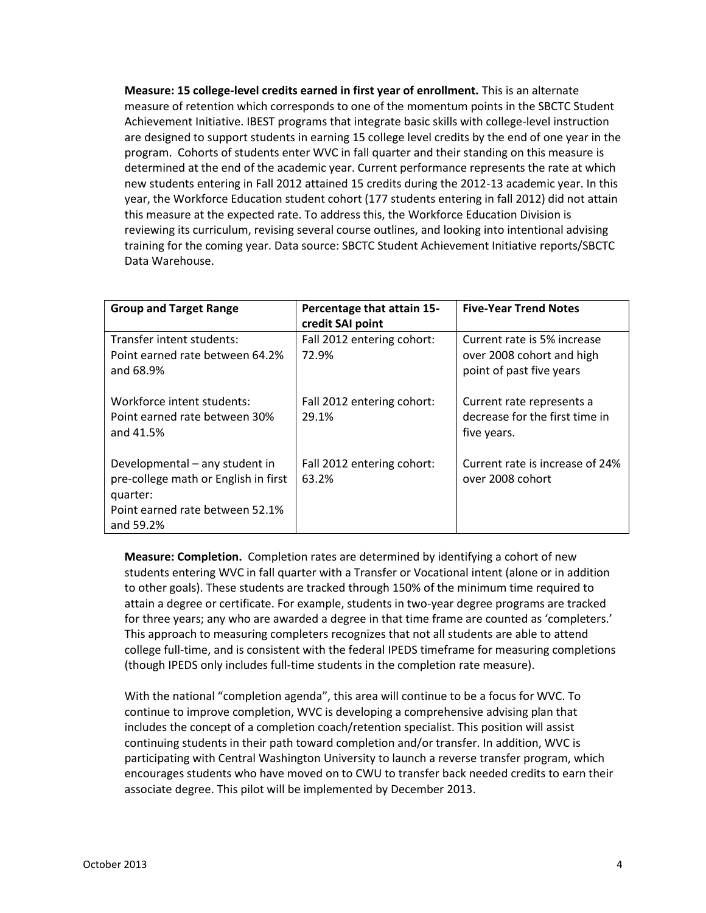**Measure: 15 college-level credits earned in first year of enrollment.** This is an alternate measure of retention which corresponds to one of the momentum points in the SBCTC Student Achievement Initiative. IBEST programs that integrate basic skills with college-level instruction are designed to support students in earning 15 college level credits by the end of one year in the program. Cohorts of students enter WVC in fall quarter and their standing on this measure is determined at the end of the academic year. Current performance represents the rate at which new students entering in Fall 2012 attained 15 credits during the 2012-13 academic year. In this year, the Workforce Education student cohort (177 students entering in fall 2012) did not attain this measure at the expected rate. To address this, the Workforce Education Division is reviewing its curriculum, revising several course outlines, and looking into intentional advising training for the coming year. Data source: SBCTC Student Achievement Initiative reports/SBCTC Data Warehouse.

| Group and Target Range | Percentage that attain 15-credit SAI point | Five-Year Trend Notes |
|---|---|---|
| Transfer intent students:<br>Point earned rate between 64.2% and 68.9% | Fall 2012 entering cohort: 72.9% | Current rate is 5% increase over 2008 cohort and high point of past five years |
| Workforce intent students:<br>Point earned rate between 30% and 41.5% | Fall 2012 entering cohort: 29.1% | Current rate represents a decrease for the first time in five years. |
| Developmental – any student in pre-college math or English in first quarter:<br>Point earned rate between 52.1% and 59.2% | Fall 2012 entering cohort: 63.2% | Current rate is increase of 24% over 2008 cohort |

**Measure: Completion.** Completion rates are determined by identifying a cohort of new students entering WVC in fall quarter with a Transfer or Vocational intent (alone or in addition to other goals). These students are tracked through 150% of the minimum time required to attain a degree or certificate. For example, students in two-year degree programs are tracked for three years; any who are awarded a degree in that time frame are counted as 'completers.' This approach to measuring completers recognizes that not all students are able to attend college full-time, and is consistent with the federal IPEDS timeframe for measuring completions (though IPEDS only includes full-time students in the completion rate measure).

With the national "completion agenda", this area will continue to be a focus for WVC. To continue to improve completion, WVC is developing a comprehensive advising plan that includes the concept of a completion coach/retention specialist. This position will assist continuing students in their path toward completion and/or transfer. In addition, WVC is participating with Central Washington University to launch a reverse transfer program, which encourages students who have moved on to CWU to transfer back needed credits to earn their associate degree. This pilot will be implemented by December 2013.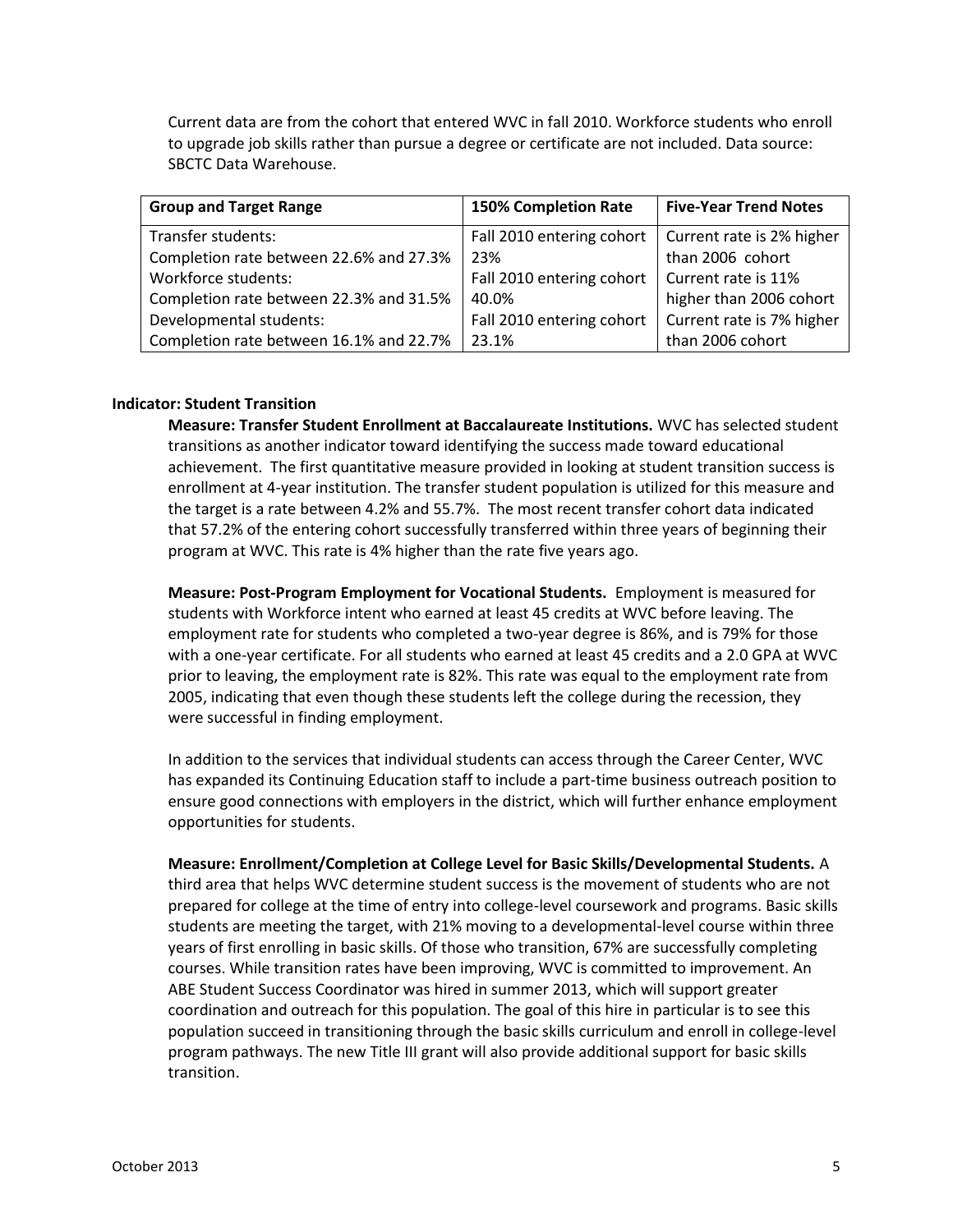Current data are from the cohort that entered WVC in fall 2010. Workforce students who enroll to upgrade job skills rather than pursue a degree or certificate are not included. Data source: SBCTC Data Warehouse.

| Group and Target Range | 150% Completion Rate | Five-Year Trend Notes |
|---|---|---|
| Transfer students: Completion rate between 22.6% and 27.3% | Fall 2010 entering cohort 23% | Current rate is 2% higher than 2006 cohort |
| Workforce students: Completion rate between 22.3% and 31.5% | Fall 2010 entering cohort 40.0% | Current rate is 11% higher than 2006 cohort |
| Developmental students: Completion rate between 16.1% and 22.7% | Fall 2010 entering cohort 23.1% | Current rate is 7% higher than 2006 cohort |

**Indicator: Student Transition**

**Measure: Transfer Student Enrollment at Baccalaureate Institutions.** WVC has selected student transitions as another indicator toward identifying the success made toward educational achievement. The first quantitative measure provided in looking at student transition success is enrollment at 4-year institution. The transfer student population is utilized for this measure and the target is a rate between 4.2% and 55.7%. The most recent transfer cohort data indicated that 57.2% of the entering cohort successfully transferred within three years of beginning their program at WVC. This rate is 4% higher than the rate five years ago.

**Measure: Post-Program Employment for Vocational Students.** Employment is measured for students with Workforce intent who earned at least 45 credits at WVC before leaving. The employment rate for students who completed a two-year degree is 86%, and is 79% for those with a one-year certificate. For all students who earned at least 45 credits and a 2.0 GPA at WVC prior to leaving, the employment rate is 82%. This rate was equal to the employment rate from 2005, indicating that even though these students left the college during the recession, they were successful in finding employment.

In addition to the services that individual students can access through the Career Center, WVC has expanded its Continuing Education staff to include a part-time business outreach position to ensure good connections with employers in the district, which will further enhance employment opportunities for students.

**Measure: Enrollment/Completion at College Level for Basic Skills/Developmental Students.** A third area that helps WVC determine student success is the movement of students who are not prepared for college at the time of entry into college-level coursework and programs. Basic skills students are meeting the target, with 21% moving to a developmental-level course within three years of first enrolling in basic skills. Of those who transition, 67% are successfully completing courses. While transition rates have been improving, WVC is committed to improvement. An ABE Student Success Coordinator was hired in summer 2013, which will support greater coordination and outreach for this population. The goal of this hire in particular is to see this population succeed in transitioning through the basic skills curriculum and enroll in college-level program pathways. The new Title III grant will also provide additional support for basic skills transition.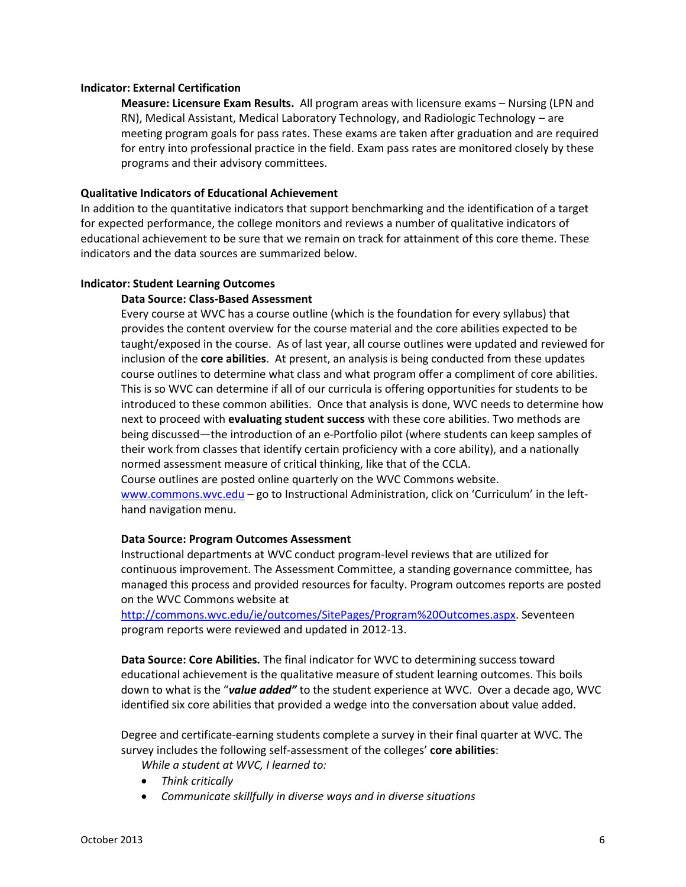**Indicator: External Certification**

**Measure: Licensure Exam Results.** All program areas with licensure exams – Nursing (LPN and RN), Medical Assistant, Medical Laboratory Technology, and Radiologic Technology – are meeting program goals for pass rates. These exams are taken after graduation and are required for entry into professional practice in the field. Exam pass rates are monitored closely by these programs and their advisory committees.

**Qualitative Indicators of Educational Achievement**

In addition to the quantitative indicators that support benchmarking and the identification of a target for expected performance, the college monitors and reviews a number of qualitative indicators of educational achievement to be sure that we remain on track for attainment of this core theme. These indicators and the data sources are summarized below.

**Indicator: Student Learning Outcomes**

**Data Source: Class-Based Assessment**

Every course at WVC has a course outline (which is the foundation for every syllabus) that provides the content overview for the course material and the core abilities expected to be taught/exposed in the course. As of last year, all course outlines were updated and reviewed for inclusion of the **core abilities**. At present, an analysis is being conducted from these updates course outlines to determine what class and what program offer a compliment of core abilities. This is so WVC can determine if all of our curricula is offering opportunities for students to be introduced to these common abilities. Once that analysis is done, WVC needs to determine how next to proceed with **evaluating student success** with these core abilities. Two methods are being discussed—the introduction of an e-Portfolio pilot (where students can keep samples of their work from classes that identify certain proficiency with a core ability), and a nationally normed assessment measure of critical thinking, like that of the CCLA.

Course outlines are posted online quarterly on the WVC Commons website. www.commons.wvc.edu – go to Instructional Administration, click on 'Curriculum' in the left-hand navigation menu.

**Data Source: Program Outcomes Assessment**

Instructional departments at WVC conduct program-level reviews that are utilized for continuous improvement. The Assessment Committee, a standing governance committee, has managed this process and provided resources for faculty. Program outcomes reports are posted on the WVC Commons website at http://commons.wvc.edu/ie/outcomes/SitePages/Program%20Outcomes.aspx. Seventeen program reports were reviewed and updated in 2012-13.

**Data Source: Core Abilities.** The final indicator for WVC to determining success toward educational achievement is the qualitative measure of student learning outcomes. This boils down to what is the "***value added"*** to the student experience at WVC. Over a decade ago, WVC identified six core abilities that provided a wedge into the conversation about value added.

Degree and certificate-earning students complete a survey in their final quarter at WVC. The survey includes the following self-assessment of the colleges' **core abilities**:

*While a student at WVC, I learned to:*

- *Think critically*
- *Communicate skillfully in diverse ways and in diverse situations*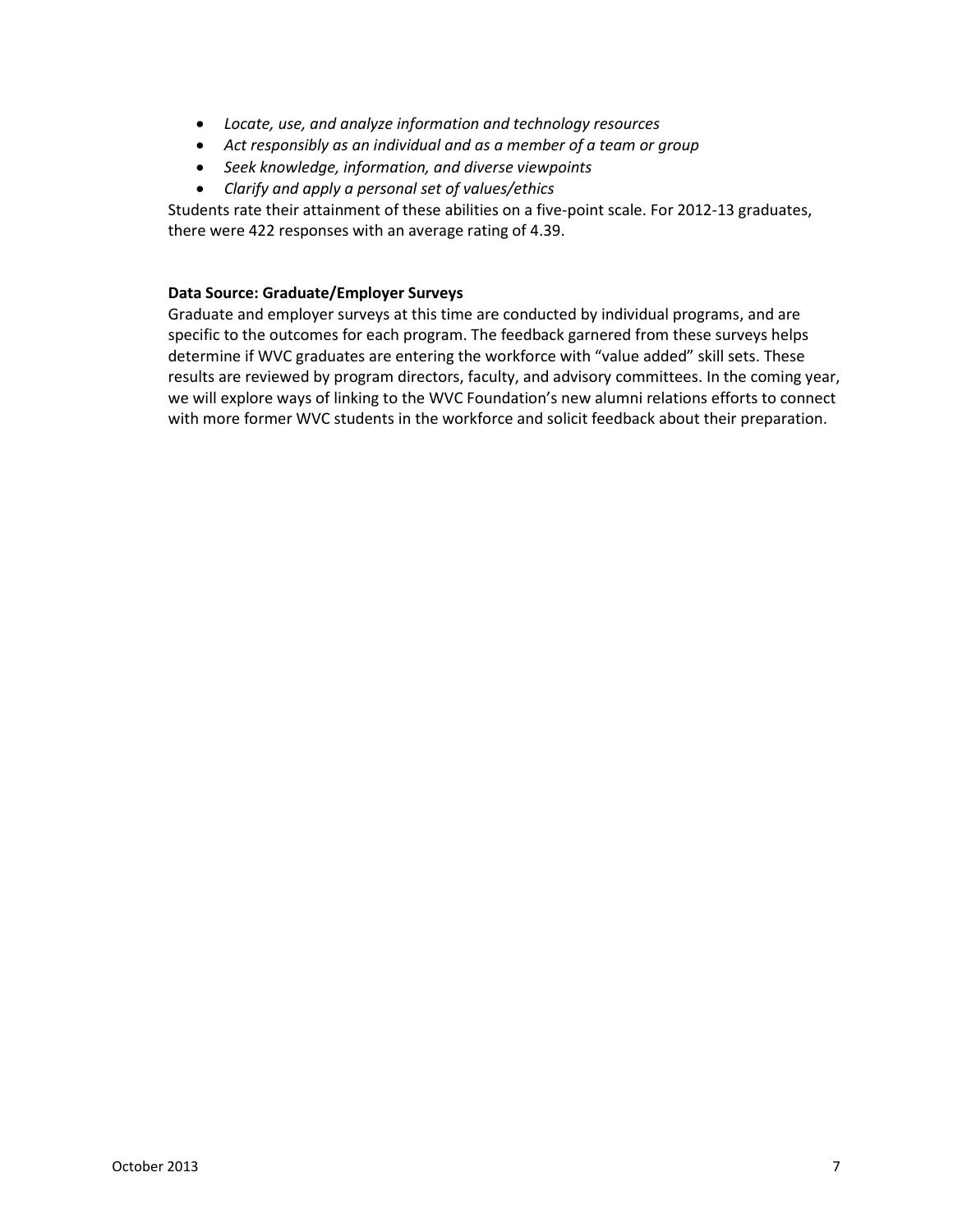- *Locate, use, and analyze information and technology resources*
- *Act responsibly as an individual and as a member of a team or group*
- *Seek knowledge, information, and diverse viewpoints*
- *Clarify and apply a personal set of values/ethics*

Students rate their attainment of these abilities on a five-point scale. For 2012-13 graduates, there were 422 responses with an average rating of 4.39.

**Data Source: Graduate/Employer Surveys**

Graduate and employer surveys at this time are conducted by individual programs, and are specific to the outcomes for each program. The feedback garnered from these surveys helps determine if WVC graduates are entering the workforce with "value added" skill sets. These results are reviewed by program directors, faculty, and advisory committees. In the coming year, we will explore ways of linking to the WVC Foundation's new alumni relations efforts to connect with more former WVC students in the workforce and solicit feedback about their preparation.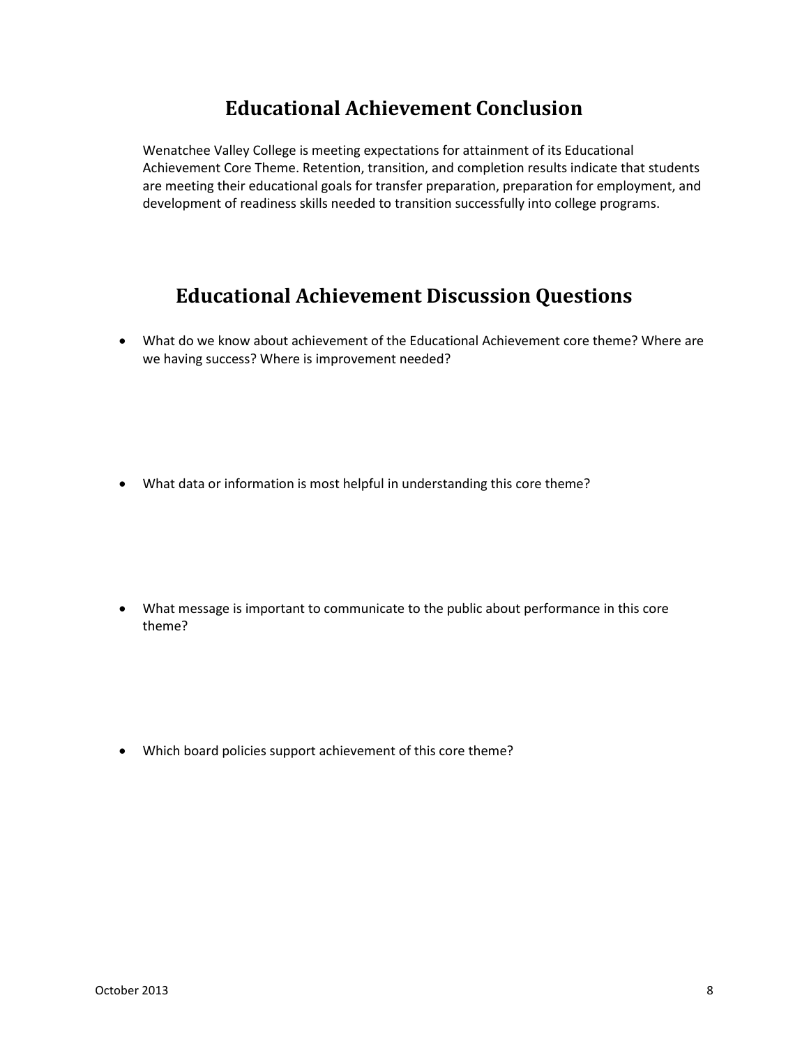## Educational Achievement Conclusion

Wenatchee Valley College is meeting expectations for attainment of its Educational Achievement Core Theme. Retention, transition, and completion results indicate that students are meeting their educational goals for transfer preparation, preparation for employment, and development of readiness skills needed to transition successfully into college programs.

## Educational Achievement Discussion Questions

- What do we know about achievement of the Educational Achievement core theme? Where are we having success? Where is improvement needed?

- What data or information is most helpful in understanding this core theme?

- What message is important to communicate to the public about performance in this core theme?

- Which board policies support achievement of this core theme?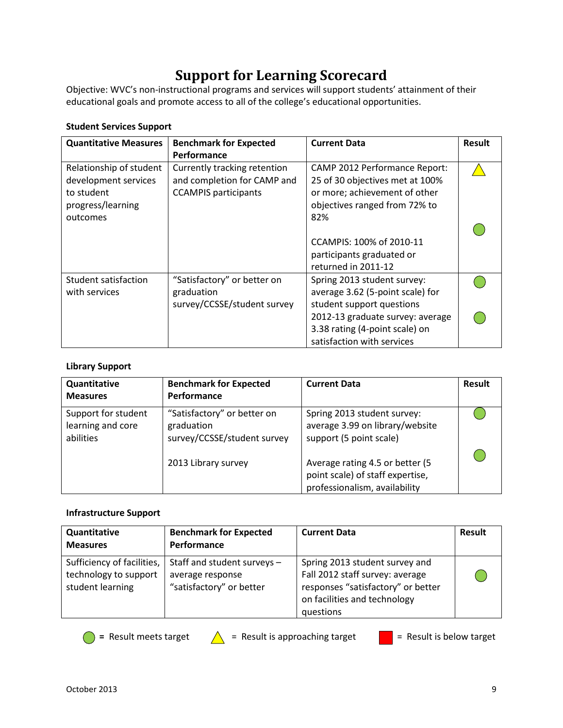# Support for Learning Scorecard

Objective: WVC's non-instructional programs and services will support students' attainment of their educational goals and promote access to all of the college's educational opportunities.

**Student Services Support**

| Quantitative Measures | Benchmark for Expected Performance | Current Data | Result |
|---|---|---|---|
| Relationship of student development services to student progress/learning outcomes | Currently tracking retention and completion for CAMP and CCAMPIS participants | CAMP 2012 Performance Report: 25 of 30 objectives met at 100% or more; achievement of other objectives ranged from 72% to 82% | △ (yellow) |
| | | CCAMPIS: 100% of 2010-11 participants graduated or returned in 2011-12 | ● (green) |
| Student satisfaction with services | "Satisfactory" or better on graduation survey/CCSSE/student survey | Spring 2013 student survey: average 3.62 (5-point scale) for student support questions | ● (green) |
| | | 2012-13 graduate survey: average 3.38 rating (4-point scale) on satisfaction with services | ● (green) |

**Library Support**

| Quantitative Measures | Benchmark for Expected Performance | Current Data | Result |
|---|---|---|---|
| Support for student learning and core abilities | "Satisfactory" or better on graduation survey/CCSSE/student survey | Spring 2013 student survey: average 3.99 on library/website support (5 point scale) | ● (green) |
| | 2013 Library survey | Average rating 4.5 or better (5 point scale) of staff expertise, professionalism, availability | ● (green) |

**Infrastructure Support**

| Quantitative Measures | Benchmark for Expected Performance | Current Data | Result |
|---|---|---|---|
| Sufficiency of facilities, technology to support student learning | Staff and student surveys – average response "satisfactory" or better | Spring 2013 student survey and Fall 2012 staff survey: average responses "satisfactory" or better on facilities and technology questions | ● (green) |

● (green) = Result meets target    △ (yellow) = Result is approaching target    ■ (red) = Result is below target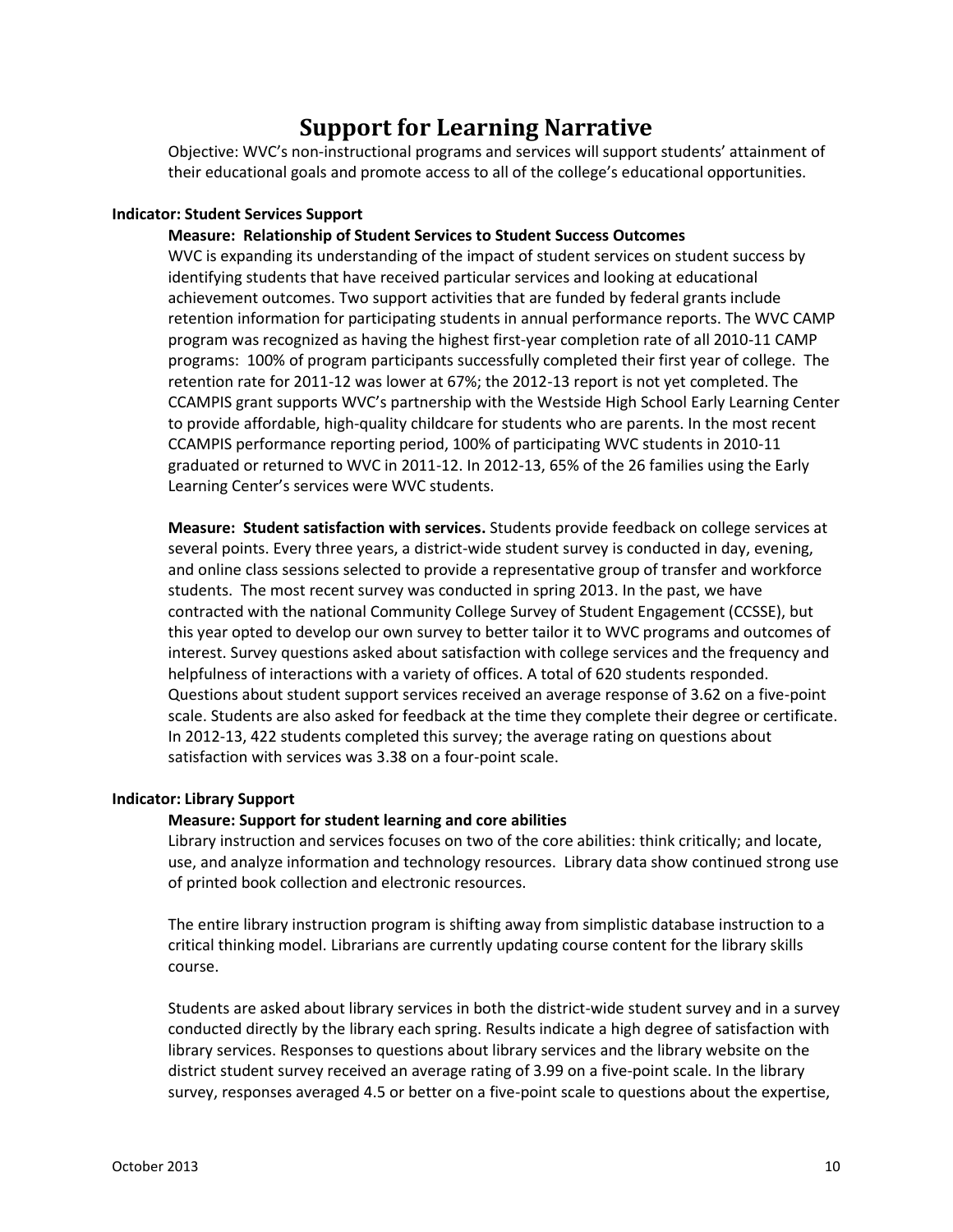# Support for Learning Narrative

Objective: WVC's non-instructional programs and services will support students' attainment of their educational goals and promote access to all of the college's educational opportunities.

**Indicator: Student Services Support**

**Measure: Relationship of Student Services to Student Success Outcomes**

WVC is expanding its understanding of the impact of student services on student success by identifying students that have received particular services and looking at educational achievement outcomes. Two support activities that are funded by federal grants include retention information for participating students in annual performance reports. The WVC CAMP program was recognized as having the highest first-year completion rate of all 2010-11 CAMP programs: 100% of program participants successfully completed their first year of college. The retention rate for 2011-12 was lower at 67%; the 2012-13 report is not yet completed. The CCAMPIS grant supports WVC's partnership with the Westside High School Early Learning Center to provide affordable, high-quality childcare for students who are parents. In the most recent CCAMPIS performance reporting period, 100% of participating WVC students in 2010-11 graduated or returned to WVC in 2011-12. In 2012-13, 65% of the 26 families using the Early Learning Center's services were WVC students.

**Measure: Student satisfaction with services.** Students provide feedback on college services at several points. Every three years, a district-wide student survey is conducted in day, evening, and online class sessions selected to provide a representative group of transfer and workforce students. The most recent survey was conducted in spring 2013. In the past, we have contracted with the national Community College Survey of Student Engagement (CCSSE), but this year opted to develop our own survey to better tailor it to WVC programs and outcomes of interest. Survey questions asked about satisfaction with college services and the frequency and helpfulness of interactions with a variety of offices. A total of 620 students responded. Questions about student support services received an average response of 3.62 on a five-point scale. Students are also asked for feedback at the time they complete their degree or certificate. In 2012-13, 422 students completed this survey; the average rating on questions about satisfaction with services was 3.38 on a four-point scale.

**Indicator: Library Support**

**Measure: Support for student learning and core abilities**

Library instruction and services focuses on two of the core abilities: think critically; and locate, use, and analyze information and technology resources. Library data show continued strong use of printed book collection and electronic resources.

The entire library instruction program is shifting away from simplistic database instruction to a critical thinking model. Librarians are currently updating course content for the library skills course.

Students are asked about library services in both the district-wide student survey and in a survey conducted directly by the library each spring. Results indicate a high degree of satisfaction with library services. Responses to questions about library services and the library website on the district student survey received an average rating of 3.99 on a five-point scale. In the library survey, responses averaged 4.5 or better on a five-point scale to questions about the expertise,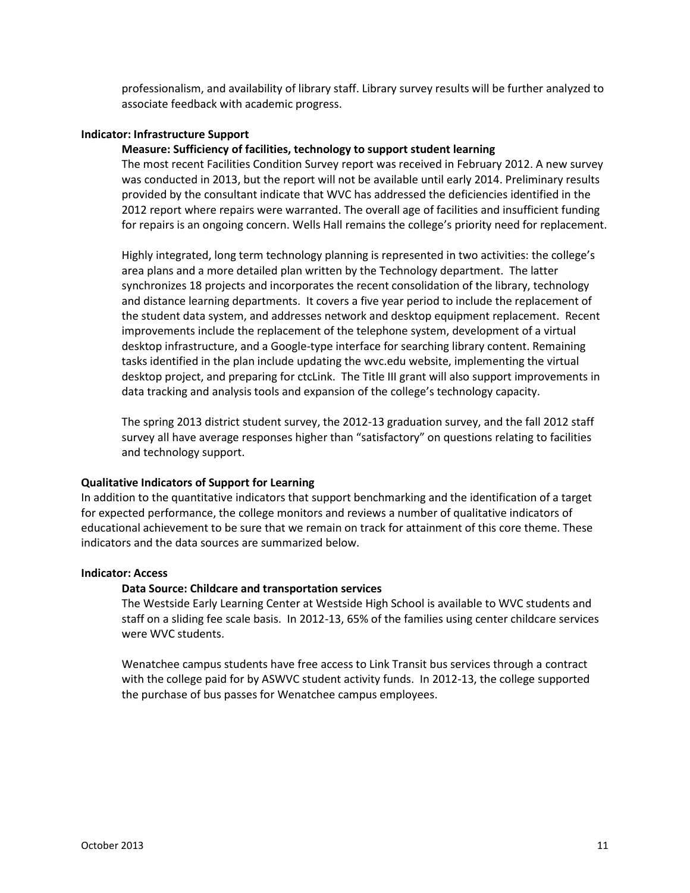professionalism, and availability of library staff. Library survey results will be further analyzed to associate feedback with academic progress.

**Indicator: Infrastructure Support**

**Measure: Sufficiency of facilities, technology to support student learning**

The most recent Facilities Condition Survey report was received in February 2012. A new survey was conducted in 2013, but the report will not be available until early 2014. Preliminary results provided by the consultant indicate that WVC has addressed the deficiencies identified in the 2012 report where repairs were warranted. The overall age of facilities and insufficient funding for repairs is an ongoing concern. Wells Hall remains the college's priority need for replacement.

Highly integrated, long term technology planning is represented in two activities: the college's area plans and a more detailed plan written by the Technology department. The latter synchronizes 18 projects and incorporates the recent consolidation of the library, technology and distance learning departments. It covers a five year period to include the replacement of the student data system, and addresses network and desktop equipment replacement. Recent improvements include the replacement of the telephone system, development of a virtual desktop infrastructure, and a Google-type interface for searching library content. Remaining tasks identified in the plan include updating the wvc.edu website, implementing the virtual desktop project, and preparing for ctcLink. The Title III grant will also support improvements in data tracking and analysis tools and expansion of the college's technology capacity.

The spring 2013 district student survey, the 2012-13 graduation survey, and the fall 2012 staff survey all have average responses higher than "satisfactory" on questions relating to facilities and technology support.

**Qualitative Indicators of Support for Learning**

In addition to the quantitative indicators that support benchmarking and the identification of a target for expected performance, the college monitors and reviews a number of qualitative indicators of educational achievement to be sure that we remain on track for attainment of this core theme. These indicators and the data sources are summarized below.

**Indicator: Access**

**Data Source: Childcare and transportation services**

The Westside Early Learning Center at Westside High School is available to WVC students and staff on a sliding fee scale basis. In 2012-13, 65% of the families using center childcare services were WVC students.

Wenatchee campus students have free access to Link Transit bus services through a contract with the college paid for by ASWVC student activity funds. In 2012-13, the college supported the purchase of bus passes for Wenatchee campus employees.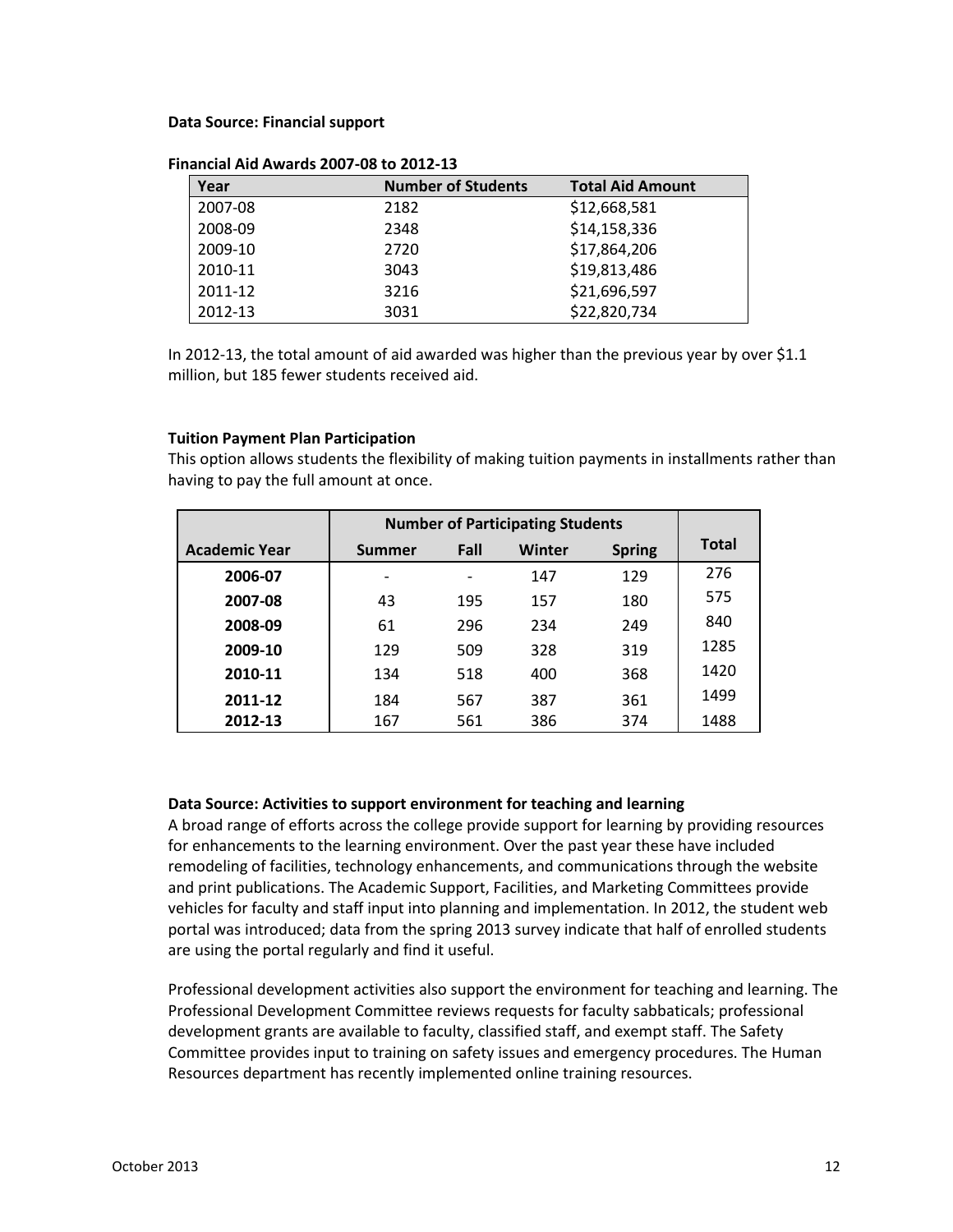**Data Source: Financial support**

**Financial Aid Awards 2007-08 to 2012-13**

| Year | Number of Students | Total Aid Amount |
|---|---|---|
| 2007-08 | 2182 | $12,668,581 |
| 2008-09 | 2348 | $14,158,336 |
| 2009-10 | 2720 | $17,864,206 |
| 2010-11 | 3043 | $19,813,486 |
| 2011-12 | 3216 | $21,696,597 |
| 2012-13 | 3031 | $22,820,734 |

In 2012-13, the total amount of aid awarded was higher than the previous year by over $1.1 million, but 185 fewer students received aid.

**Tuition Payment Plan Participation**

This option allows students the flexibility of making tuition payments in installments rather than having to pay the full amount at once.

| | Number of Participating Students | | | | |
|---|---|---|---|---|---|
| **Academic Year** | **Summer** | **Fall** | **Winter** | **Spring** | **Total** |
| **2006-07** | - | - | 147 | 129 | 276 |
| **2007-08** | 43 | 195 | 157 | 180 | 575 |
| **2008-09** | 61 | 296 | 234 | 249 | 840 |
| **2009-10** | 129 | 509 | 328 | 319 | 1285 |
| **2010-11** | 134 | 518 | 400 | 368 | 1420 |
| **2011-12** | 184 | 567 | 387 | 361 | 1499 |
| **2012-13** | 167 | 561 | 386 | 374 | 1488 |

**Data Source: Activities to support environment for teaching and learning**

A broad range of efforts across the college provide support for learning by providing resources for enhancements to the learning environment. Over the past year these have included remodeling of facilities, technology enhancements, and communications through the website and print publications. The Academic Support, Facilities, and Marketing Committees provide vehicles for faculty and staff input into planning and implementation. In 2012, the student web portal was introduced; data from the spring 2013 survey indicate that half of enrolled students are using the portal regularly and find it useful.

Professional development activities also support the environment for teaching and learning. The Professional Development Committee reviews requests for faculty sabbaticals; professional development grants are available to faculty, classified staff, and exempt staff. The Safety Committee provides input to training on safety issues and emergency procedures. The Human Resources department has recently implemented online training resources.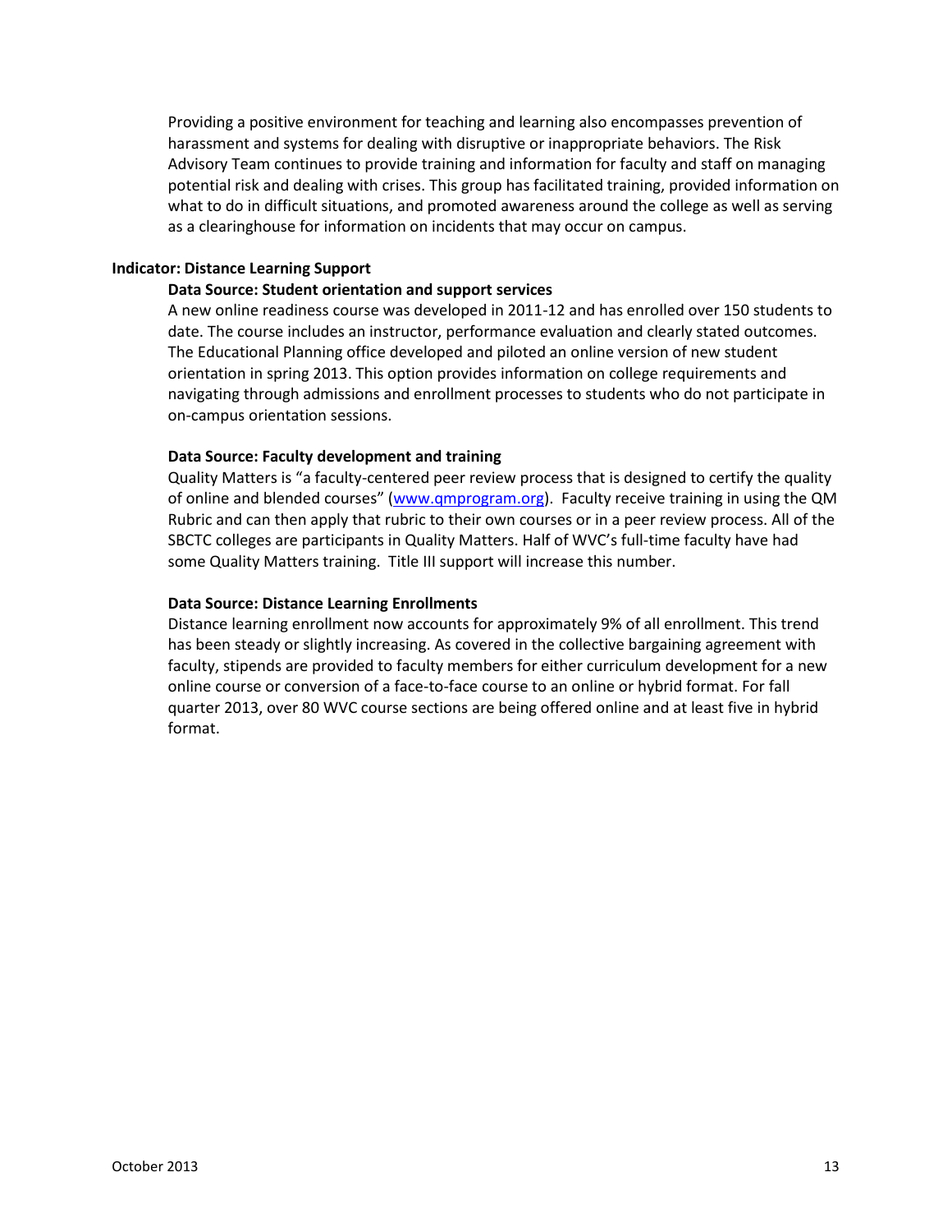Providing a positive environment for teaching and learning also encompasses prevention of harassment and systems for dealing with disruptive or inappropriate behaviors. The Risk Advisory Team continues to provide training and information for faculty and staff on managing potential risk and dealing with crises. This group has facilitated training, provided information on what to do in difficult situations, and promoted awareness around the college as well as serving as a clearinghouse for information on incidents that may occur on campus.

**Indicator: Distance Learning Support**

**Data Source: Student orientation and support services**

A new online readiness course was developed in 2011-12 and has enrolled over 150 students to date. The course includes an instructor, performance evaluation and clearly stated outcomes. The Educational Planning office developed and piloted an online version of new student orientation in spring 2013. This option provides information on college requirements and navigating through admissions and enrollment processes to students who do not participate in on-campus orientation sessions.

**Data Source: Faculty development and training**

Quality Matters is "a faculty-centered peer review process that is designed to certify the quality of online and blended courses" (www.qmprogram.org). Faculty receive training in using the QM Rubric and can then apply that rubric to their own courses or in a peer review process. All of the SBCTC colleges are participants in Quality Matters. Half of WVC's full-time faculty have had some Quality Matters training. Title III support will increase this number.

**Data Source: Distance Learning Enrollments**

Distance learning enrollment now accounts for approximately 9% of all enrollment. This trend has been steady or slightly increasing. As covered in the collective bargaining agreement with faculty, stipends are provided to faculty members for either curriculum development for a new online course or conversion of a face-to-face course to an online or hybrid format. For fall quarter 2013, over 80 WVC course sections are being offered online and at least five in hybrid format.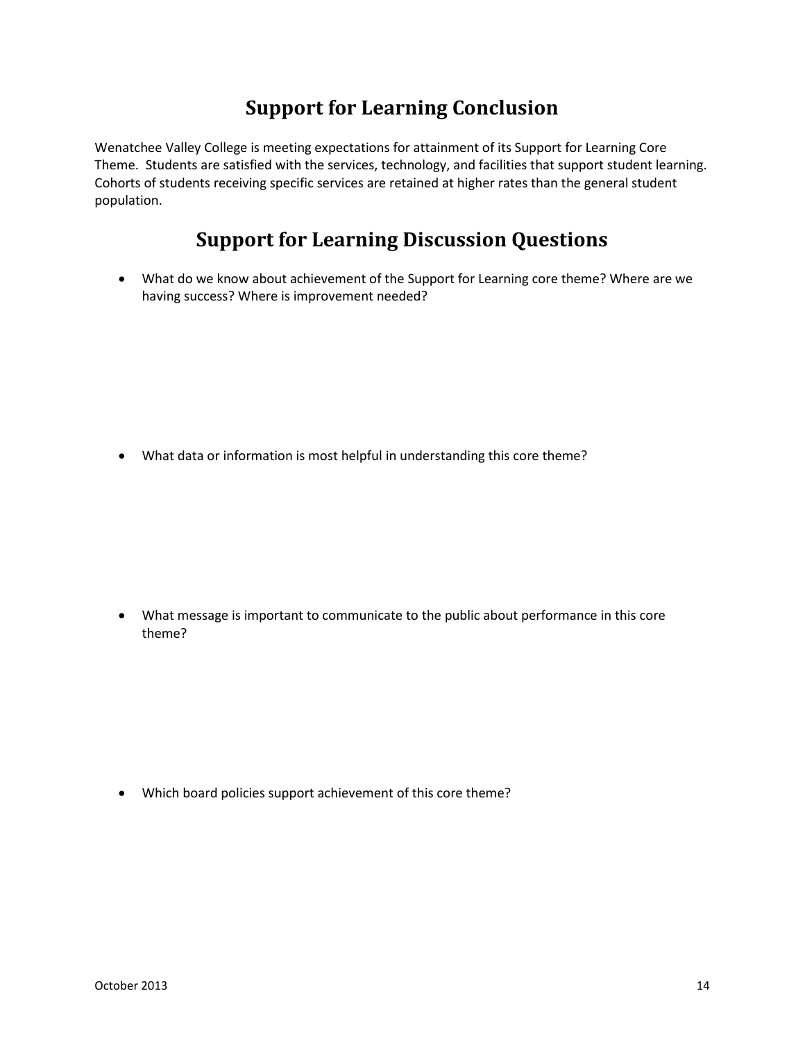# Support for Learning Conclusion

Wenatchee Valley College is meeting expectations for attainment of its Support for Learning Core Theme. Students are satisfied with the services, technology, and facilities that support student learning. Cohorts of students receiving specific services are retained at higher rates than the general student population.

# Support for Learning Discussion Questions

- What do we know about achievement of the Support for Learning core theme? Where are we having success? Where is improvement needed?

- What data or information is most helpful in understanding this core theme?

- What message is important to communicate to the public about performance in this core theme?

- Which board policies support achievement of this core theme?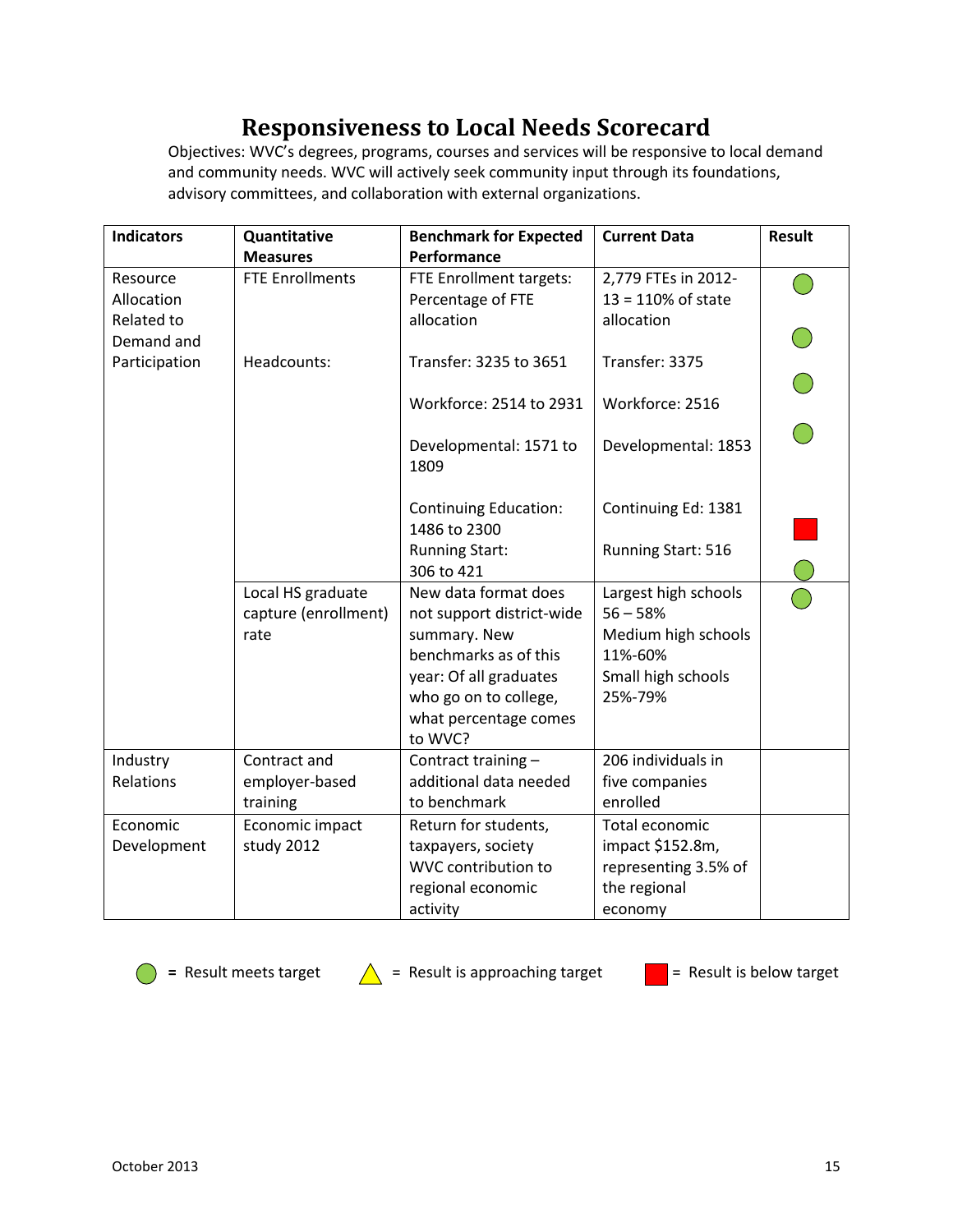# Responsiveness to Local Needs Scorecard

Objectives: WVC's degrees, programs, courses and services will be responsive to local demand and community needs. WVC will actively seek community input through its foundations, advisory committees, and collaboration with external organizations.

| Indicators | Quantitative Measures | Benchmark for Expected Performance | Current Data | Result |
|---|---|---|---|---|
| Resource Allocation Related to Demand and Participation | FTE Enrollments | FTE Enrollment targets: Percentage of FTE allocation | 2,779 FTEs in 2012-13 = 110% of state allocation | Meets target |
| | Headcounts: | Transfer: 3235 to 3651 | Transfer: 3375 | Meets target |
| | | Workforce: 2514 to 2931 | Workforce: 2516 | Meets target |
| | | Developmental: 1571 to 1809 | Developmental: 1853 | Meets target |
| | | Continuing Education: 1486 to 2300 | Continuing Ed: 1381 | Meets target |
| | | Running Start: 306 to 421 | Running Start: 516 | Below target |
| | | | | Meets target |
| | Local HS graduate capture (enrollment) rate | New data format does not support district-wide summary. New benchmarks as of this year: Of all graduates who go on to college, what percentage comes to WVC? | Largest high schools 56 – 58%<br>Medium high schools 11%-60%<br>Small high schools 25%-79% | Meets target |
| Industry Relations | Contract and employer-based training | Contract training – additional data needed to benchmark | 206 individuals in five companies enrolled | |
| Economic Development | Economic impact study 2012 | Return for students, taxpayers, society WVC contribution to regional economic activity | Total economic impact $152.8m, representing 3.5% of the regional economy | |

● = Result meets target ▲ = Result is approaching target ■ = Result is below target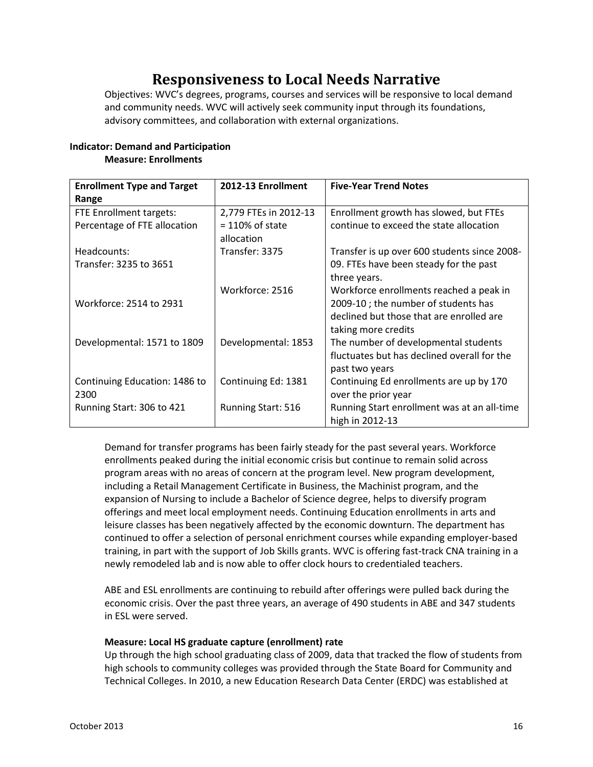# Responsiveness to Local Needs Narrative

Objectives: WVC's degrees, programs, courses and services will be responsive to local demand and community needs. WVC will actively seek community input through its foundations, advisory committees, and collaboration with external organizations.

**Indicator: Demand and Participation**

**Measure: Enrollments**

| Enrollment Type and Target Range | 2012-13 Enrollment | Five-Year Trend Notes |
|---|---|---|
| FTE Enrollment targets: Percentage of FTE allocation | 2,779 FTEs in 2012-13 = 110% of state allocation | Enrollment growth has slowed, but FTEs continue to exceed the state allocation |
| Headcounts: Transfer: 3235 to 3651 | Transfer: 3375 | Transfer is up over 600 students since 2008-09. FTEs have been steady for the past three years. |
| Workforce: 2514 to 2931 | Workforce: 2516 | Workforce enrollments reached a peak in 2009-10 ; the number of students has declined but those that are enrolled are taking more credits |
| Developmental: 1571 to 1809 | Developmental: 1853 | The number of developmental students fluctuates but has declined overall for the past two years |
| Continuing Education: 1486 to 2300 | Continuing Ed: 1381 | Continuing Ed enrollments are up by 170 over the prior year |
| Running Start: 306 to 421 | Running Start: 516 | Running Start enrollment was at an all-time high in 2012-13 |

Demand for transfer programs has been fairly steady for the past several years. Workforce enrollments peaked during the initial economic crisis but continue to remain solid across program areas with no areas of concern at the program level. New program development, including a Retail Management Certificate in Business, the Machinist program, and the expansion of Nursing to include a Bachelor of Science degree, helps to diversify program offerings and meet local employment needs. Continuing Education enrollments in arts and leisure classes has been negatively affected by the economic downturn. The department has continued to offer a selection of personal enrichment courses while expanding employer-based training, in part with the support of Job Skills grants. WVC is offering fast-track CNA training in a newly remodeled lab and is now able to offer clock hours to credentialed teachers.

ABE and ESL enrollments are continuing to rebuild after offerings were pulled back during the economic crisis. Over the past three years, an average of 490 students in ABE and 347 students in ESL were served.

**Measure: Local HS graduate capture (enrollment) rate**

Up through the high school graduating class of 2009, data that tracked the flow of students from high schools to community colleges was provided through the State Board for Community and Technical Colleges. In 2010, a new Education Research Data Center (ERDC) was established at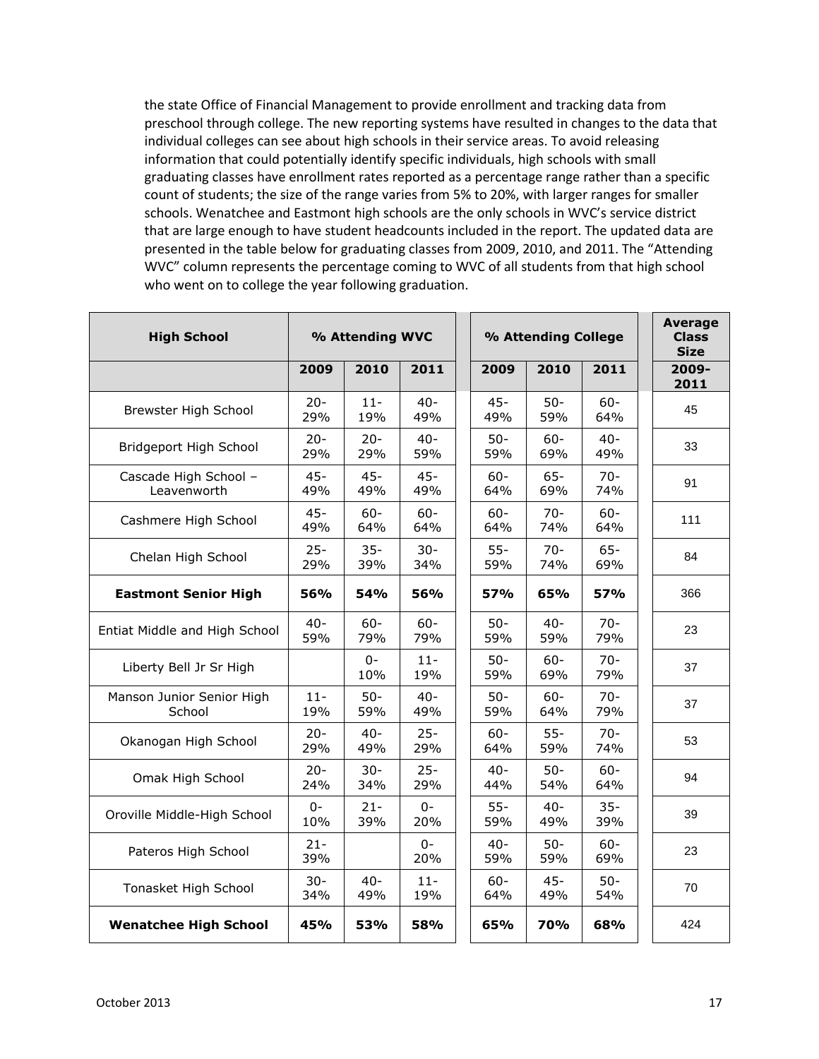the state Office of Financial Management to provide enrollment and tracking data from preschool through college. The new reporting systems have resulted in changes to the data that individual colleges can see about high schools in their service areas. To avoid releasing information that could potentially identify specific individuals, high schools with small graduating classes have enrollment rates reported as a percentage range rather than a specific count of students; the size of the range varies from 5% to 20%, with larger ranges for smaller schools. Wenatchee and Eastmont high schools are the only schools in WVC's service district that are large enough to have student headcounts included in the report. The updated data are presented in the table below for graduating classes from 2009, 2010, and 2011. The "Attending WVC" column represents the percentage coming to WVC of all students from that high school who went on to college the year following graduation.

| High School | % Attending WVC | | | % Attending College | | | Average Class Size |
|---|---|---|---|---|---|---|---|
| | 2009 | 2010 | 2011 | 2009 | 2010 | 2011 | 2009-2011 |
| Brewster High School | 20-29% | 11-19% | 40-49% | 45-49% | 50-59% | 60-64% | 45 |
| Bridgeport High School | 20-29% | 20-29% | 40-59% | 50-59% | 60-69% | 40-49% | 33 |
| Cascade High School – Leavenworth | 45-49% | 45-49% | 45-49% | 60-64% | 65-69% | 70-74% | 91 |
| Cashmere High School | 45-49% | 60-64% | 60-64% | 60-64% | 70-74% | 60-64% | 111 |
| Chelan High School | 25-29% | 35-39% | 30-34% | 55-59% | 70-74% | 65-69% | 84 |
| **Eastmont Senior High** | **56%** | **54%** | **56%** | **57%** | **65%** | **57%** | 366 |
| Entiat Middle and High School | 40-59% | 60-79% | 60-79% | 50-59% | 40-59% | 70-79% | 23 |
| Liberty Bell Jr Sr High | | 0-10% | 11-19% | 50-59% | 60-69% | 70-79% | 37 |
| Manson Junior Senior High School | 11-19% | 50-59% | 40-49% | 50-59% | 60-64% | 70-79% | 37 |
| Okanogan High School | 20-29% | 40-49% | 25-29% | 60-64% | 55-59% | 70-74% | 53 |
| Omak High School | 20-24% | 30-34% | 25-29% | 40-44% | 50-54% | 60-64% | 94 |
| Oroville Middle-High School | 0-10% | 21-39% | 0-20% | 55-59% | 40-49% | 35-39% | 39 |
| Pateros High School | 21-39% | | 0-20% | 40-59% | 50-59% | 60-69% | 23 |
| Tonasket High School | 30-34% | 40-49% | 11-19% | 60-64% | 45-49% | 50-54% | 70 |
| **Wenatchee High School** | **45%** | **53%** | **58%** | **65%** | **70%** | **68%** | 424 |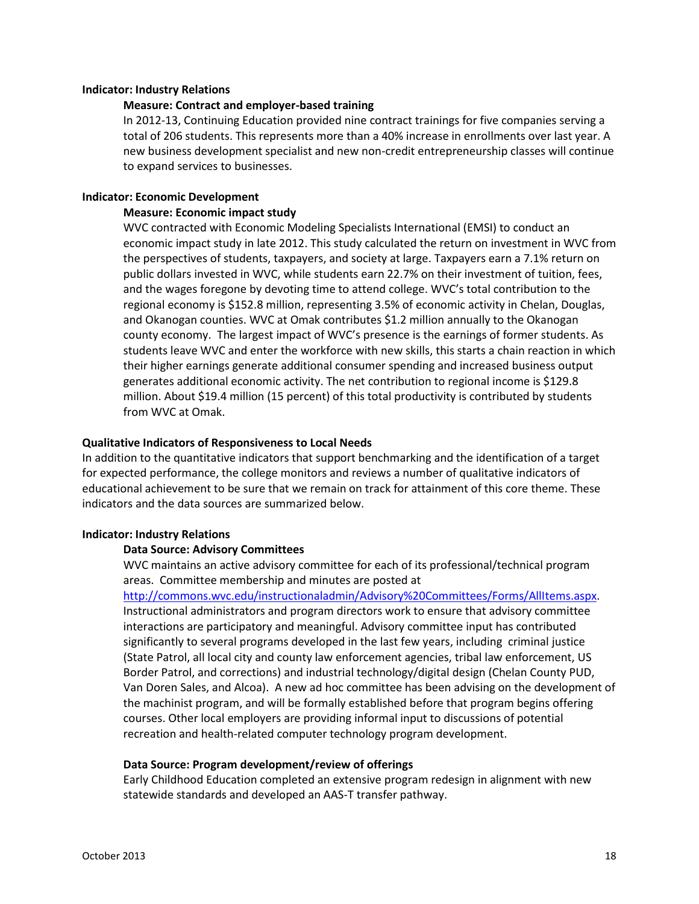**Indicator: Industry Relations**

**Measure: Contract and employer-based training**

In 2012-13, Continuing Education provided nine contract trainings for five companies serving a total of 206 students. This represents more than a 40% increase in enrollments over last year. A new business development specialist and new non-credit entrepreneurship classes will continue to expand services to businesses.

**Indicator: Economic Development**

**Measure: Economic impact study**

WVC contracted with Economic Modeling Specialists International (EMSI) to conduct an economic impact study in late 2012. This study calculated the return on investment in WVC from the perspectives of students, taxpayers, and society at large. Taxpayers earn a 7.1% return on public dollars invested in WVC, while students earn 22.7% on their investment of tuition, fees, and the wages foregone by devoting time to attend college. WVC's total contribution to the regional economy is $152.8 million, representing 3.5% of economic activity in Chelan, Douglas, and Okanogan counties. WVC at Omak contributes $1.2 million annually to the Okanogan county economy. The largest impact of WVC's presence is the earnings of former students. As students leave WVC and enter the workforce with new skills, this starts a chain reaction in which their higher earnings generate additional consumer spending and increased business output generates additional economic activity. The net contribution to regional income is $129.8 million. About $19.4 million (15 percent) of this total productivity is contributed by students from WVC at Omak.

**Qualitative Indicators of Responsiveness to Local Needs**

In addition to the quantitative indicators that support benchmarking and the identification of a target for expected performance, the college monitors and reviews a number of qualitative indicators of educational achievement to be sure that we remain on track for attainment of this core theme. These indicators and the data sources are summarized below.

**Indicator: Industry Relations**

**Data Source: Advisory Committees**

WVC maintains an active advisory committee for each of its professional/technical program areas. Committee membership and minutes are posted at http://commons.wvc.edu/instructionaladmin/Advisory%20Committees/Forms/AllItems.aspx. Instructional administrators and program directors work to ensure that advisory committee interactions are participatory and meaningful. Advisory committee input has contributed significantly to several programs developed in the last few years, including criminal justice (State Patrol, all local city and county law enforcement agencies, tribal law enforcement, US Border Patrol, and corrections) and industrial technology/digital design (Chelan County PUD, Van Doren Sales, and Alcoa). A new ad hoc committee has been advising on the development of the machinist program, and will be formally established before that program begins offering courses. Other local employers are providing informal input to discussions of potential recreation and health-related computer technology program development.

**Data Source: Program development/review of offerings**

Early Childhood Education completed an extensive program redesign in alignment with new statewide standards and developed an AAS-T transfer pathway.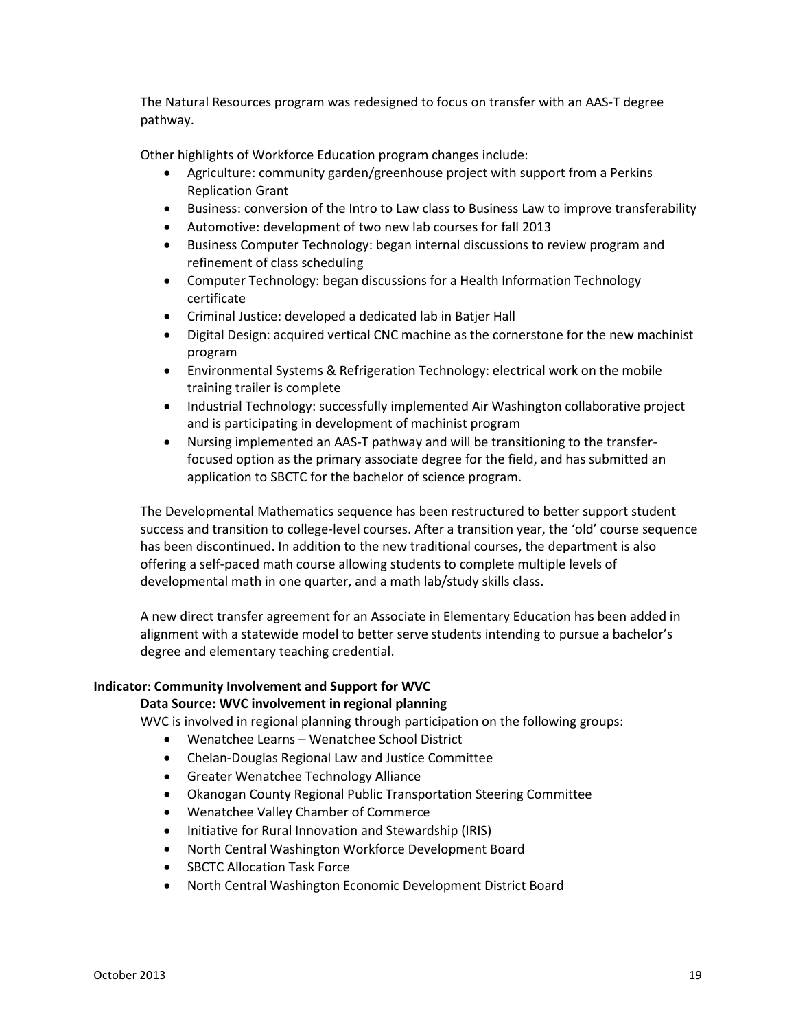The Natural Resources program was redesigned to focus on transfer with an AAS-T degree pathway.

Other highlights of Workforce Education program changes include:

- Agriculture: community garden/greenhouse project with support from a Perkins Replication Grant
- Business: conversion of the Intro to Law class to Business Law to improve transferability
- Automotive: development of two new lab courses for fall 2013
- Business Computer Technology: began internal discussions to review program and refinement of class scheduling
- Computer Technology: began discussions for a Health Information Technology certificate
- Criminal Justice: developed a dedicated lab in Batjer Hall
- Digital Design: acquired vertical CNC machine as the cornerstone for the new machinist program
- Environmental Systems & Refrigeration Technology: electrical work on the mobile training trailer is complete
- Industrial Technology: successfully implemented Air Washington collaborative project and is participating in development of machinist program
- Nursing implemented an AAS-T pathway and will be transitioning to the transfer-focused option as the primary associate degree for the field, and has submitted an application to SBCTC for the bachelor of science program.

The Developmental Mathematics sequence has been restructured to better support student success and transition to college-level courses. After a transition year, the 'old' course sequence has been discontinued. In addition to the new traditional courses, the department is also offering a self-paced math course allowing students to complete multiple levels of developmental math in one quarter, and a math lab/study skills class.

A new direct transfer agreement for an Associate in Elementary Education has been added in alignment with a statewide model to better serve students intending to pursue a bachelor's degree and elementary teaching credential.

**Indicator: Community Involvement and Support for WVC**

**Data Source: WVC involvement in regional planning**

WVC is involved in regional planning through participation on the following groups:

- Wenatchee Learns – Wenatchee School District
- Chelan-Douglas Regional Law and Justice Committee
- Greater Wenatchee Technology Alliance
- Okanogan County Regional Public Transportation Steering Committee
- Wenatchee Valley Chamber of Commerce
- Initiative for Rural Innovation and Stewardship (IRIS)
- North Central Washington Workforce Development Board
- SBCTC Allocation Task Force
- North Central Washington Economic Development District Board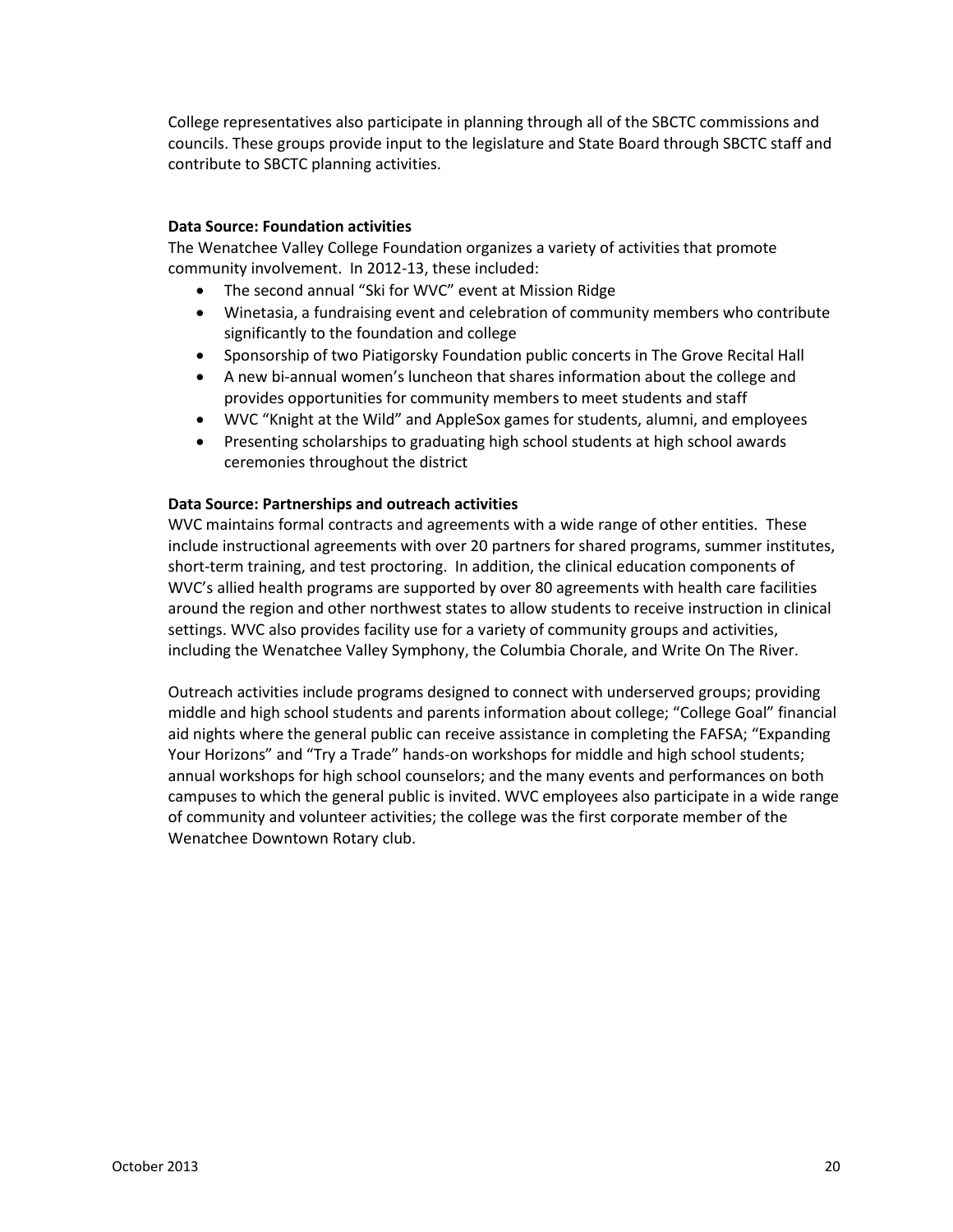College representatives also participate in planning through all of the SBCTC commissions and councils. These groups provide input to the legislature and State Board through SBCTC staff and contribute to SBCTC planning activities.

**Data Source: Foundation activities**

The Wenatchee Valley College Foundation organizes a variety of activities that promote community involvement. In 2012-13, these included:

- The second annual "Ski for WVC" event at Mission Ridge
- Winetasia, a fundraising event and celebration of community members who contribute significantly to the foundation and college
- Sponsorship of two Piatigorsky Foundation public concerts in The Grove Recital Hall
- A new bi-annual women's luncheon that shares information about the college and provides opportunities for community members to meet students and staff
- WVC "Knight at the Wild" and AppleSox games for students, alumni, and employees
- Presenting scholarships to graduating high school students at high school awards ceremonies throughout the district

**Data Source: Partnerships and outreach activities**

WVC maintains formal contracts and agreements with a wide range of other entities. These include instructional agreements with over 20 partners for shared programs, summer institutes, short-term training, and test proctoring. In addition, the clinical education components of WVC's allied health programs are supported by over 80 agreements with health care facilities around the region and other northwest states to allow students to receive instruction in clinical settings. WVC also provides facility use for a variety of community groups and activities, including the Wenatchee Valley Symphony, the Columbia Chorale, and Write On The River.

Outreach activities include programs designed to connect with underserved groups; providing middle and high school students and parents information about college; "College Goal" financial aid nights where the general public can receive assistance in completing the FAFSA; "Expanding Your Horizons" and "Try a Trade" hands-on workshops for middle and high school students; annual workshops for high school counselors; and the many events and performances on both campuses to which the general public is invited. WVC employees also participate in a wide range of community and volunteer activities; the college was the first corporate member of the Wenatchee Downtown Rotary club.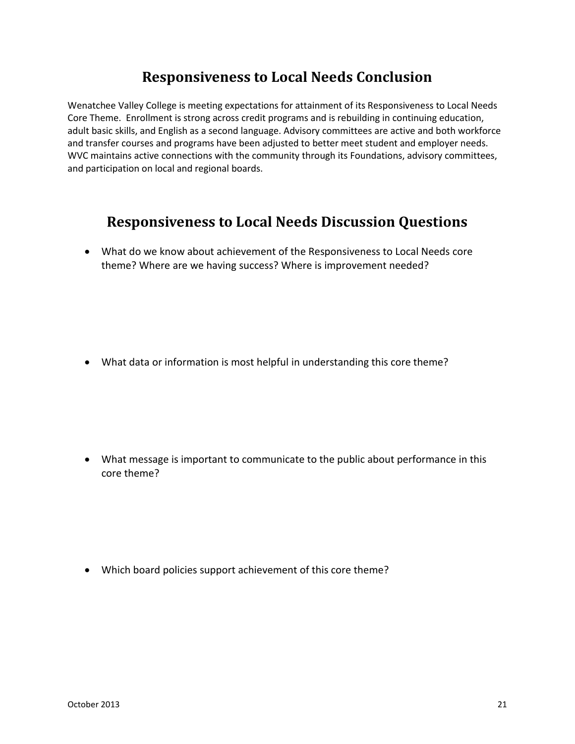## Responsiveness to Local Needs Conclusion

Wenatchee Valley College is meeting expectations for attainment of its Responsiveness to Local Needs Core Theme. Enrollment is strong across credit programs and is rebuilding in continuing education, adult basic skills, and English as a second language. Advisory committees are active and both workforce and transfer courses and programs have been adjusted to better meet student and employer needs. WVC maintains active connections with the community through its Foundations, advisory committees, and participation on local and regional boards.

## Responsiveness to Local Needs Discussion Questions

- What do we know about achievement of the Responsiveness to Local Needs core theme? Where are we having success? Where is improvement needed?

- What data or information is most helpful in understanding this core theme?

- What message is important to communicate to the public about performance in this core theme?

- Which board policies support achievement of this core theme?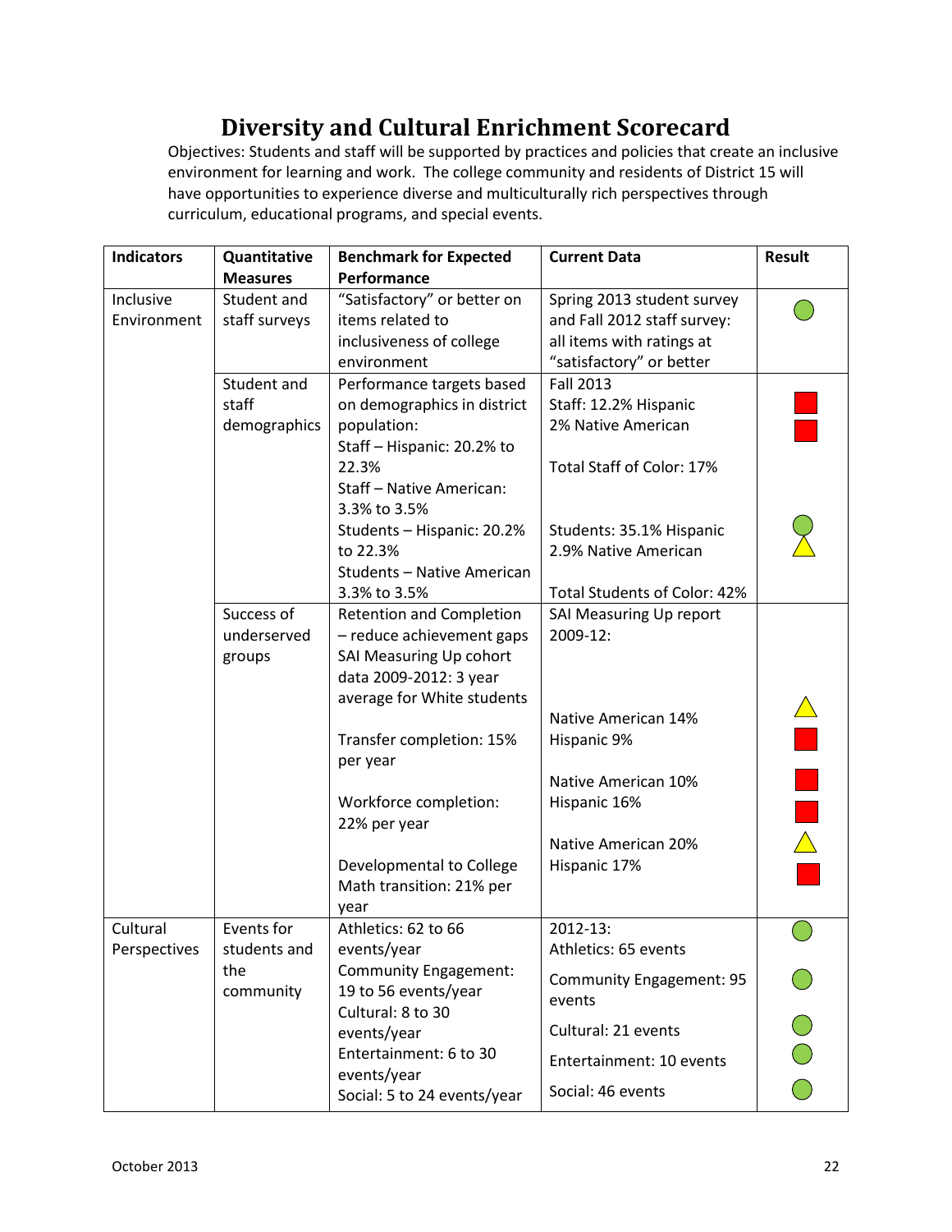# Diversity and Cultural Enrichment Scorecard

Objectives: Students and staff will be supported by practices and policies that create an inclusive environment for learning and work. The college community and residents of District 15 will have opportunities to experience diverse and multiculturally rich perspectives through curriculum, educational programs, and special events.

| Indicators | Quantitative Measures | Benchmark for Expected Performance | Current Data | Result |
|---|---|---|---|---|
| Inclusive Environment | Student and staff surveys | "Satisfactory" or better on items related to inclusiveness of college environment | Spring 2013 student survey and Fall 2012 staff survey: all items with ratings at "satisfactory" or better | Green circle |
| | Student and staff demographics | Performance targets based on demographics in district population:<br>Staff – Hispanic: 20.2% to 22.3%<br>Staff – Native American: 3.3% to 3.5%<br>Students – Hispanic: 20.2% to 22.3%<br>Students – Native American 3.3% to 3.5% | Fall 2013<br>Staff: 12.2% Hispanic<br>2% Native American<br><br>Total Staff of Color: 17%<br><br>Students: 35.1% Hispanic<br>2.9% Native American<br><br>Total Students of Color: 42% | Red square<br>Red square<br><br><br>Green circle<br>Yellow triangle |
| | Success of underserved groups | Retention and Completion – reduce achievement gaps<br>SAI Measuring Up cohort data 2009-2012: 3 year average for White students<br><br>Transfer completion: 15% per year<br><br>Workforce completion: 22% per year<br><br>Developmental to College Math transition: 21% per year | SAI Measuring Up report 2009-12:<br><br>Native American 14%<br>Hispanic 9%<br><br>Native American 10%<br>Hispanic 16%<br><br>Native American 20%<br>Hispanic 17% | <br><br>Yellow triangle<br>Red square<br><br>Red square<br>Red square<br><br>Yellow triangle<br>Red square |
| Cultural Perspectives | Events for students and the community | Athletics: 62 to 66 events/year<br>Community Engagement: 19 to 56 events/year<br>Cultural: 8 to 30 events/year<br>Entertainment: 6 to 30 events/year<br>Social: 5 to 24 events/year | 2012-13:<br>Athletics: 65 events<br>Community Engagement: 95 events<br>Cultural: 21 events<br>Entertainment: 10 events<br>Social: 46 events | Green circle<br>Green circle<br>Green circle<br>Green circle<br>Green circle |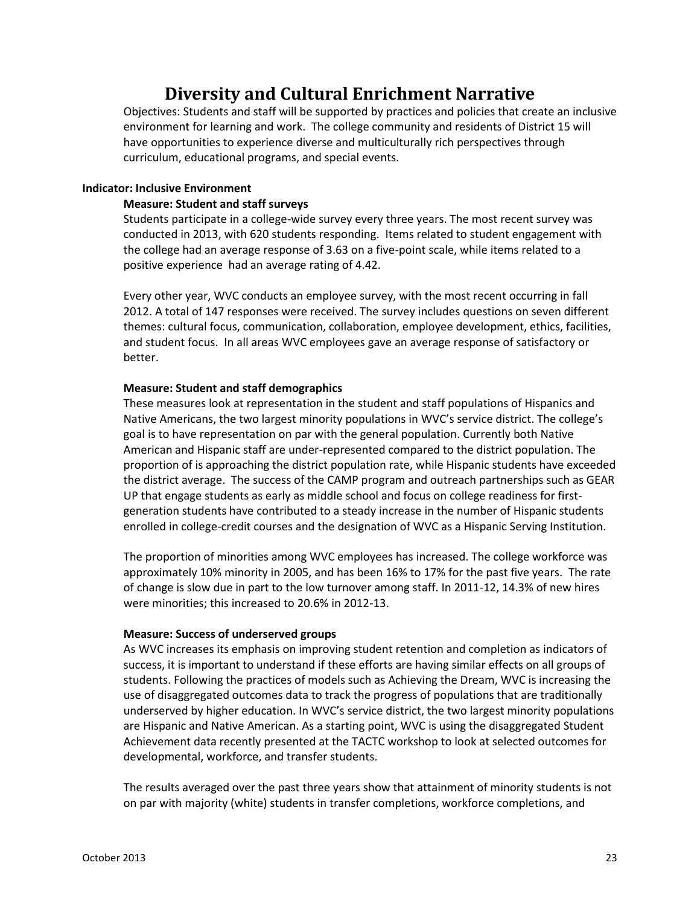# Diversity and Cultural Enrichment Narrative

Objectives: Students and staff will be supported by practices and policies that create an inclusive environment for learning and work. The college community and residents of District 15 will have opportunities to experience diverse and multiculturally rich perspectives through curriculum, educational programs, and special events.

**Indicator: Inclusive Environment**

**Measure: Student and staff surveys**

Students participate in a college-wide survey every three years. The most recent survey was conducted in 2013, with 620 students responding. Items related to student engagement with the college had an average response of 3.63 on a five-point scale, while items related to a positive experience had an average rating of 4.42.

Every other year, WVC conducts an employee survey, with the most recent occurring in fall 2012. A total of 147 responses were received. The survey includes questions on seven different themes: cultural focus, communication, collaboration, employee development, ethics, facilities, and student focus. In all areas WVC employees gave an average response of satisfactory or better.

**Measure: Student and staff demographics**

These measures look at representation in the student and staff populations of Hispanics and Native Americans, the two largest minority populations in WVC's service district. The college's goal is to have representation on par with the general population. Currently both Native American and Hispanic staff are under-represented compared to the district population. The proportion of is approaching the district population rate, while Hispanic students have exceeded the district average. The success of the CAMP program and outreach partnerships such as GEAR UP that engage students as early as middle school and focus on college readiness for first-generation students have contributed to a steady increase in the number of Hispanic students enrolled in college-credit courses and the designation of WVC as a Hispanic Serving Institution.

The proportion of minorities among WVC employees has increased. The college workforce was approximately 10% minority in 2005, and has been 16% to 17% for the past five years. The rate of change is slow due in part to the low turnover among staff. In 2011-12, 14.3% of new hires were minorities; this increased to 20.6% in 2012-13.

**Measure: Success of underserved groups**

As WVC increases its emphasis on improving student retention and completion as indicators of success, it is important to understand if these efforts are having similar effects on all groups of students. Following the practices of models such as Achieving the Dream, WVC is increasing the use of disaggregated outcomes data to track the progress of populations that are traditionally underserved by higher education. In WVC's service district, the two largest minority populations are Hispanic and Native American. As a starting point, WVC is using the disaggregated Student Achievement data recently presented at the TACTC workshop to look at selected outcomes for developmental, workforce, and transfer students.

The results averaged over the past three years show that attainment of minority students is not on par with majority (white) students in transfer completions, workforce completions, and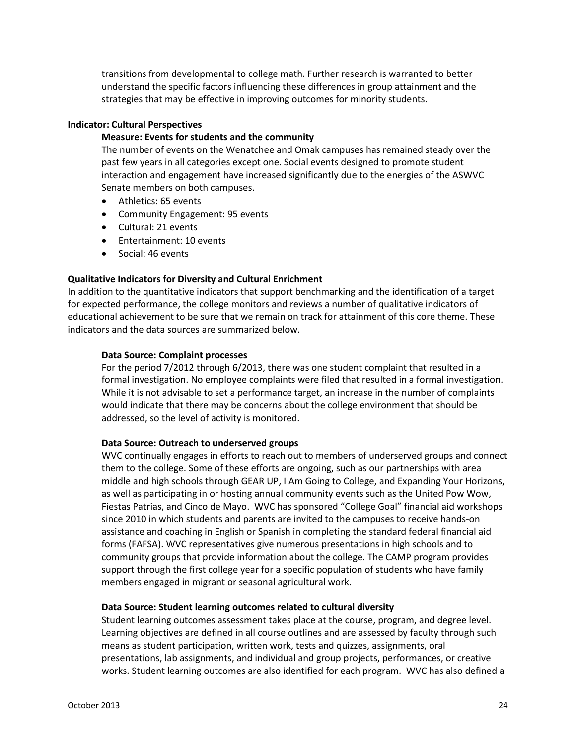transitions from developmental to college math. Further research is warranted to better understand the specific factors influencing these differences in group attainment and the strategies that may be effective in improving outcomes for minority students.

**Indicator: Cultural Perspectives**

**Measure: Events for students and the community**

The number of events on the Wenatchee and Omak campuses has remained steady over the past few years in all categories except one. Social events designed to promote student interaction and engagement have increased significantly due to the energies of the ASWVC Senate members on both campuses.

- Athletics: 65 events
- Community Engagement: 95 events
- Cultural: 21 events
- Entertainment: 10 events
- Social: 46 events

**Qualitative Indicators for Diversity and Cultural Enrichment**

In addition to the quantitative indicators that support benchmarking and the identification of a target for expected performance, the college monitors and reviews a number of qualitative indicators of educational achievement to be sure that we remain on track for attainment of this core theme. These indicators and the data sources are summarized below.

**Data Source: Complaint processes**

For the period 7/2012 through 6/2013, there was one student complaint that resulted in a formal investigation. No employee complaints were filed that resulted in a formal investigation. While it is not advisable to set a performance target, an increase in the number of complaints would indicate that there may be concerns about the college environment that should be addressed, so the level of activity is monitored.

**Data Source: Outreach to underserved groups**

WVC continually engages in efforts to reach out to members of underserved groups and connect them to the college. Some of these efforts are ongoing, such as our partnerships with area middle and high schools through GEAR UP, I Am Going to College, and Expanding Your Horizons, as well as participating in or hosting annual community events such as the United Pow Wow, Fiestas Patrias, and Cinco de Mayo. WVC has sponsored "College Goal" financial aid workshops since 2010 in which students and parents are invited to the campuses to receive hands-on assistance and coaching in English or Spanish in completing the standard federal financial aid forms (FAFSA). WVC representatives give numerous presentations in high schools and to community groups that provide information about the college. The CAMP program provides support through the first college year for a specific population of students who have family members engaged in migrant or seasonal agricultural work.

**Data Source: Student learning outcomes related to cultural diversity**

Student learning outcomes assessment takes place at the course, program, and degree level. Learning objectives are defined in all course outlines and are assessed by faculty through such means as student participation, written work, tests and quizzes, assignments, oral presentations, lab assignments, and individual and group projects, performances, or creative works. Student learning outcomes are also identified for each program. WVC has also defined a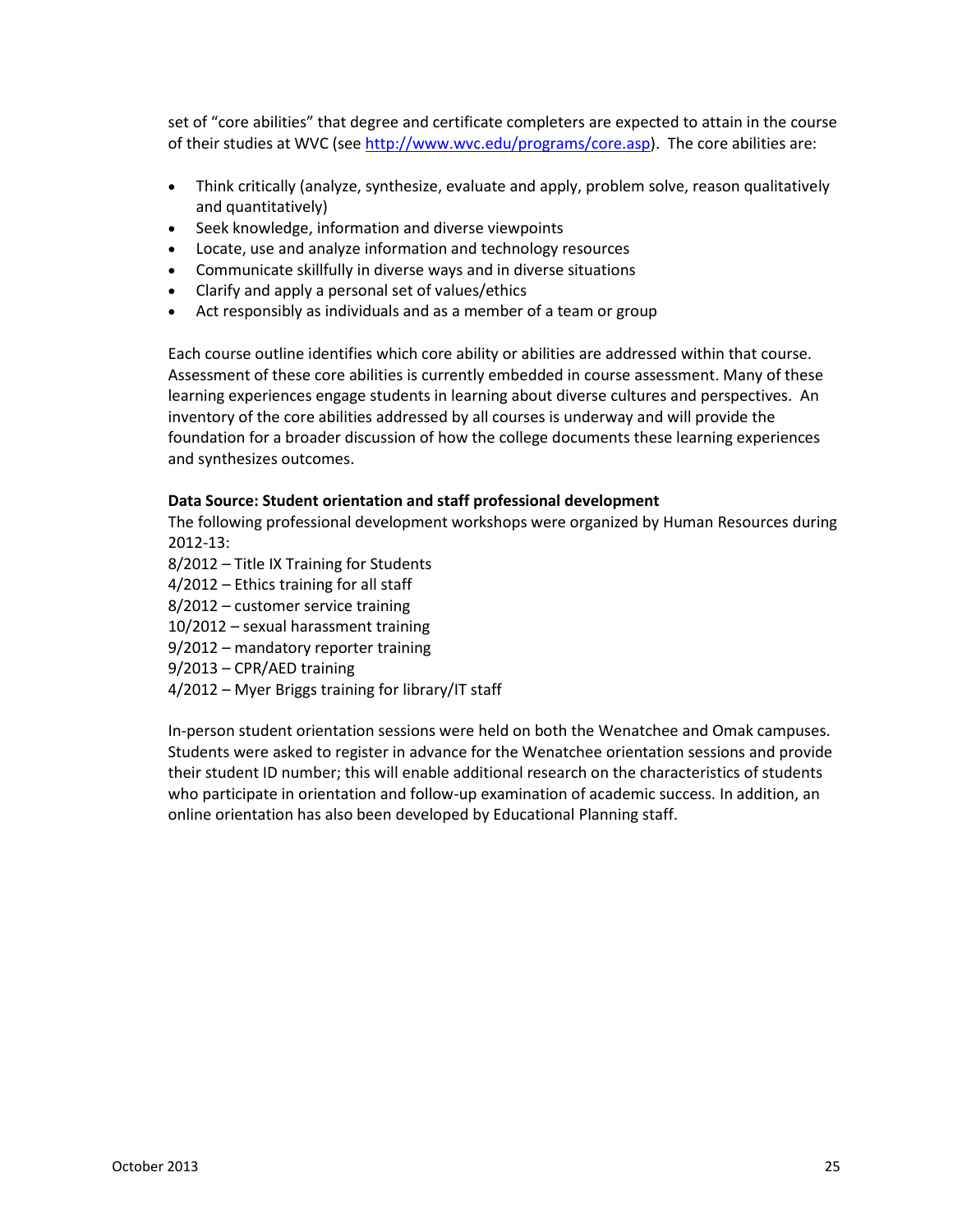set of "core abilities" that degree and certificate completers are expected to attain in the course of their studies at WVC (see http://www.wvc.edu/programs/core.asp). The core abilities are:

- Think critically (analyze, synthesize, evaluate and apply, problem solve, reason qualitatively and quantitatively)
- Seek knowledge, information and diverse viewpoints
- Locate, use and analyze information and technology resources
- Communicate skillfully in diverse ways and in diverse situations
- Clarify and apply a personal set of values/ethics
- Act responsibly as individuals and as a member of a team or group

Each course outline identifies which core ability or abilities are addressed within that course. Assessment of these core abilities is currently embedded in course assessment. Many of these learning experiences engage students in learning about diverse cultures and perspectives. An inventory of the core abilities addressed by all courses is underway and will provide the foundation for a broader discussion of how the college documents these learning experiences and synthesizes outcomes.

**Data Source: Student orientation and staff professional development**

The following professional development workshops were organized by Human Resources during 2012-13:

8/2012 – Title IX Training for Students
4/2012 – Ethics training for all staff
8/2012 – customer service training
10/2012 – sexual harassment training
9/2012 – mandatory reporter training
9/2013 – CPR/AED training
4/2012 – Myer Briggs training for library/IT staff

In-person student orientation sessions were held on both the Wenatchee and Omak campuses. Students were asked to register in advance for the Wenatchee orientation sessions and provide their student ID number; this will enable additional research on the characteristics of students who participate in orientation and follow-up examination of academic success. In addition, an online orientation has also been developed by Educational Planning staff.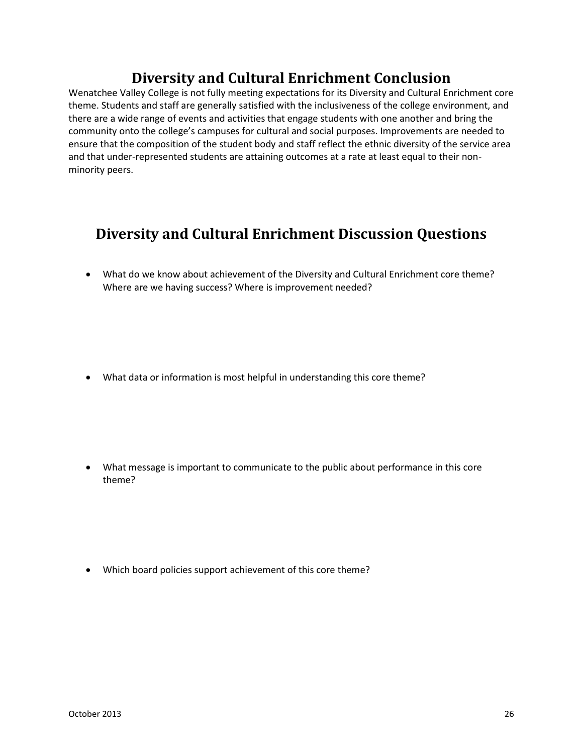## Diversity and Cultural Enrichment Conclusion

Wenatchee Valley College is not fully meeting expectations for its Diversity and Cultural Enrichment core theme. Students and staff are generally satisfied with the inclusiveness of the college environment, and there are a wide range of events and activities that engage students with one another and bring the community onto the college's campuses for cultural and social purposes. Improvements are needed to ensure that the composition of the student body and staff reflect the ethnic diversity of the service area and that under-represented students are attaining outcomes at a rate at least equal to their non-minority peers.

## Diversity and Cultural Enrichment Discussion Questions

- What do we know about achievement of the Diversity and Cultural Enrichment core theme? Where are we having success? Where is improvement needed?

- What data or information is most helpful in understanding this core theme?

- What message is important to communicate to the public about performance in this core theme?

- Which board policies support achievement of this core theme?